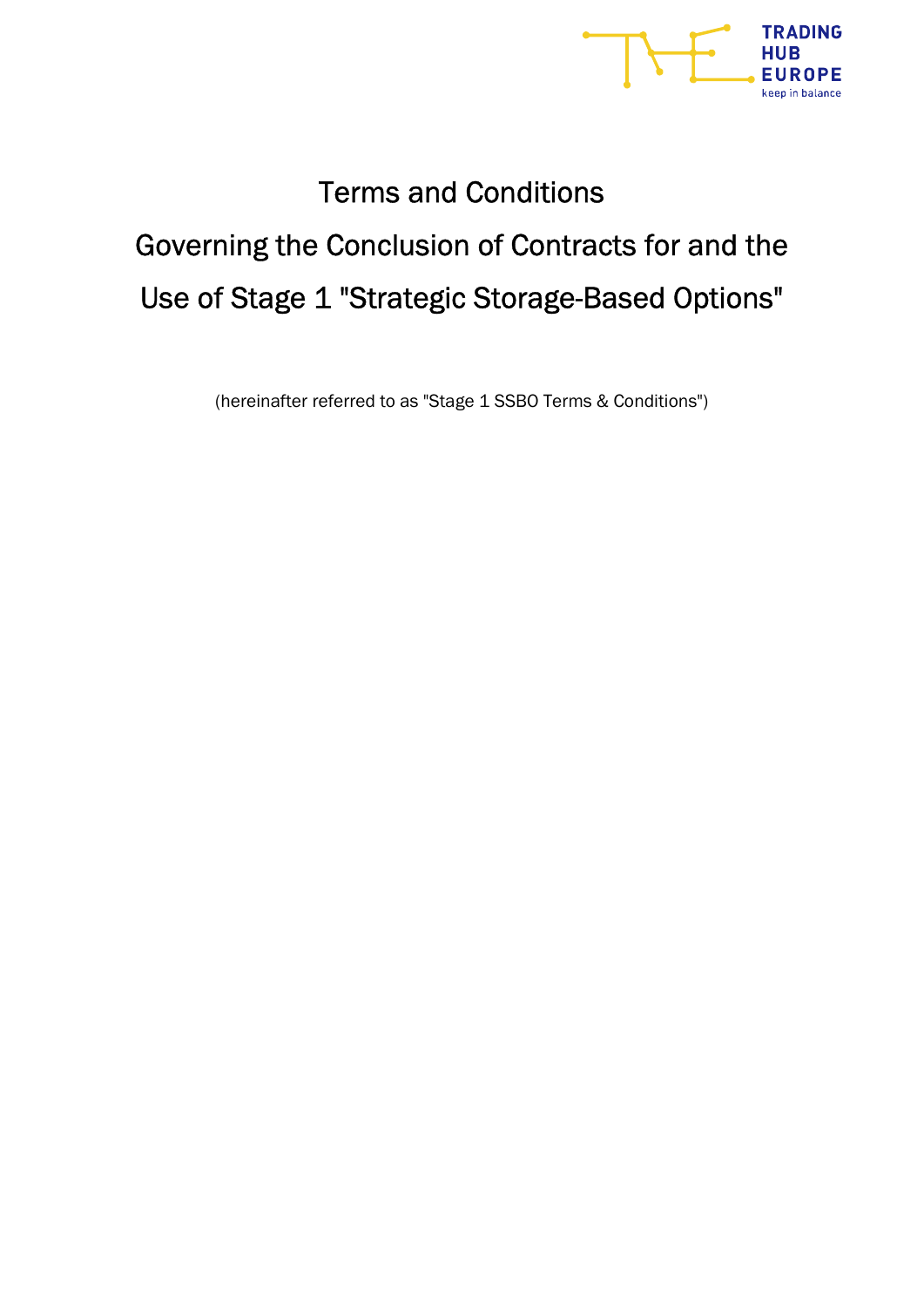# Terms and Conditions

# Governing the Conclusion of Contracts for and the Use of Stage 1 "Strategic Storage-Based Options"

(hereinafter referred to as "Stage 1 SSBO Terms & Conditions")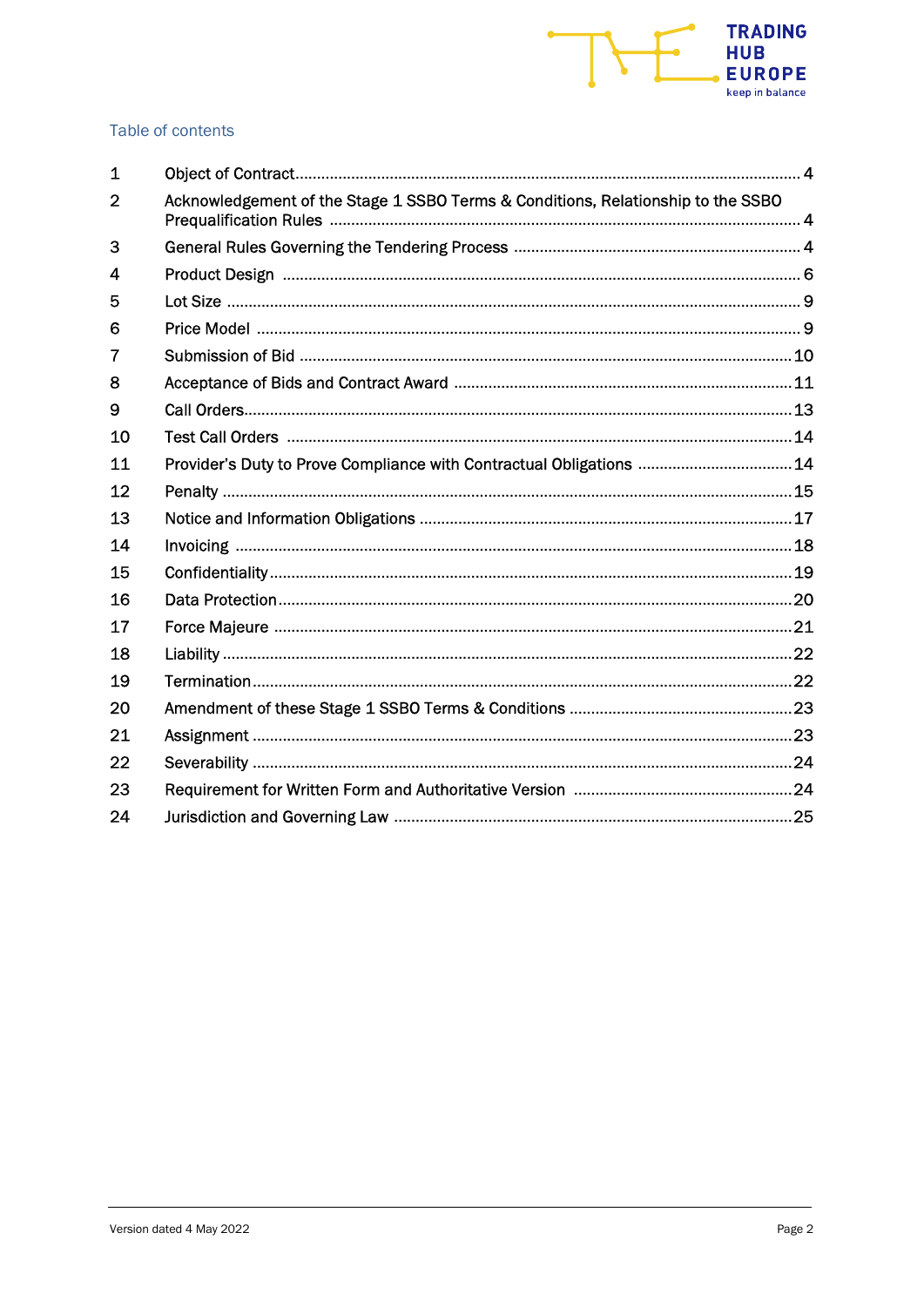## Table of contents

| | | |
|---|---|---|
| 1 | Object of Contract | 4 |
| 2 | Acknowledgement of the Stage 1 SSBO Terms & Conditions, Relationship to the SSBO Prequalification Rules | 4 |
| 3 | General Rules Governing the Tendering Process | 4 |
| 4 | Product Design | 6 |
| 5 | Lot Size | 9 |
| 6 | Price Model | 9 |
| 7 | Submission of Bid | 10 |
| 8 | Acceptance of Bids and Contract Award | 11 |
| 9 | Call Orders | 13 |
| 10 | Test Call Orders | 14 |
| 11 | Provider's Duty to Prove Compliance with Contractual Obligations | 14 |
| 12 | Penalty | 15 |
| 13 | Notice and Information Obligations | 17 |
| 14 | Invoicing | 18 |
| 15 | Confidentiality | 19 |
| 16 | Data Protection | 20 |
| 17 | Force Majeure | 21 |
| 18 | Liability | 22 |
| 19 | Termination | 22 |
| 20 | Amendment of these Stage 1 SSBO Terms & Conditions | 23 |
| 21 | Assignment | 23 |
| 22 | Severability | 24 |
| 23 | Requirement for Written Form and Authoritative Version | 24 |
| 24 | Jurisdiction and Governing Law | 25 |

Version dated 4 May 2022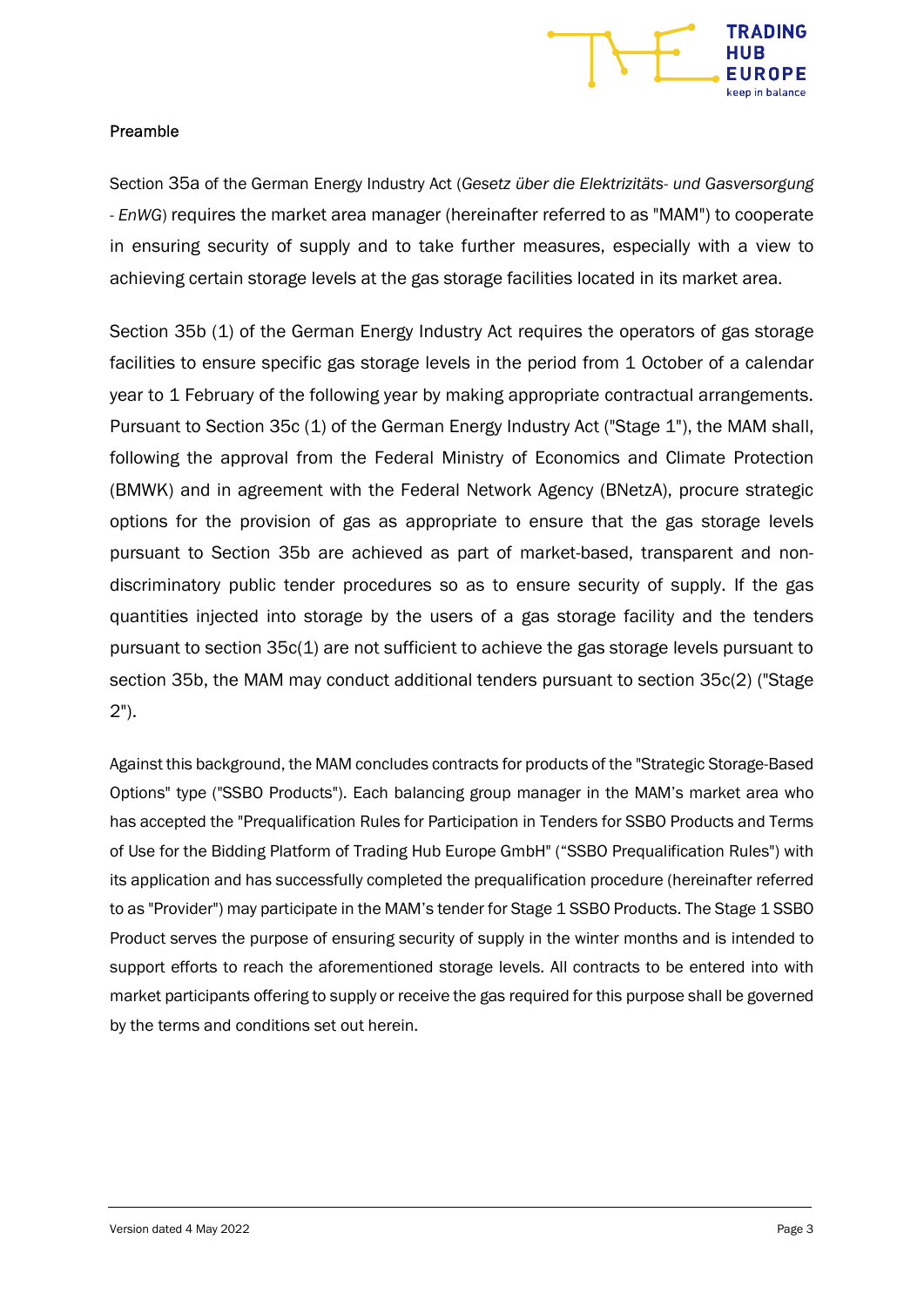## Preamble

Section 35a of the German Energy Industry Act (*Gesetz über die Elektrizitäts- und Gasversorgung - EnWG*) requires the market area manager (hereinafter referred to as "MAM") to cooperate in ensuring security of supply and to take further measures, especially with a view to achieving certain storage levels at the gas storage facilities located in its market area.

Section 35b (1) of the German Energy Industry Act requires the operators of gas storage facilities to ensure specific gas storage levels in the period from 1 October of a calendar year to 1 February of the following year by making appropriate contractual arrangements. Pursuant to Section 35c (1) of the German Energy Industry Act ("Stage 1"), the MAM shall, following the approval from the Federal Ministry of Economics and Climate Protection (BMWK) and in agreement with the Federal Network Agency (BNetzA), procure strategic options for the provision of gas as appropriate to ensure that the gas storage levels pursuant to Section 35b are achieved as part of market-based, transparent and non-discriminatory public tender procedures so as to ensure security of supply. If the gas quantities injected into storage by the users of a gas storage facility and the tenders pursuant to section 35c(1) are not sufficient to achieve the gas storage levels pursuant to section 35b, the MAM may conduct additional tenders pursuant to section 35c(2) ("Stage 2").

Against this background, the MAM concludes contracts for products of the "Strategic Storage-Based Options" type ("SSBO Products"). Each balancing group manager in the MAM's market area who has accepted the "Prequalification Rules for Participation in Tenders for SSBO Products and Terms of Use for the Bidding Platform of Trading Hub Europe GmbH" ("SSBO Prequalification Rules") with its application and has successfully completed the prequalification procedure (hereinafter referred to as "Provider") may participate in the MAM's tender for Stage 1 SSBO Products. The Stage 1 SSBO Product serves the purpose of ensuring security of supply in the winter months and is intended to support efforts to reach the aforementioned storage levels. All contracts to be entered into with market participants offering to supply or receive the gas required for this purpose shall be governed by the terms and conditions set out herein.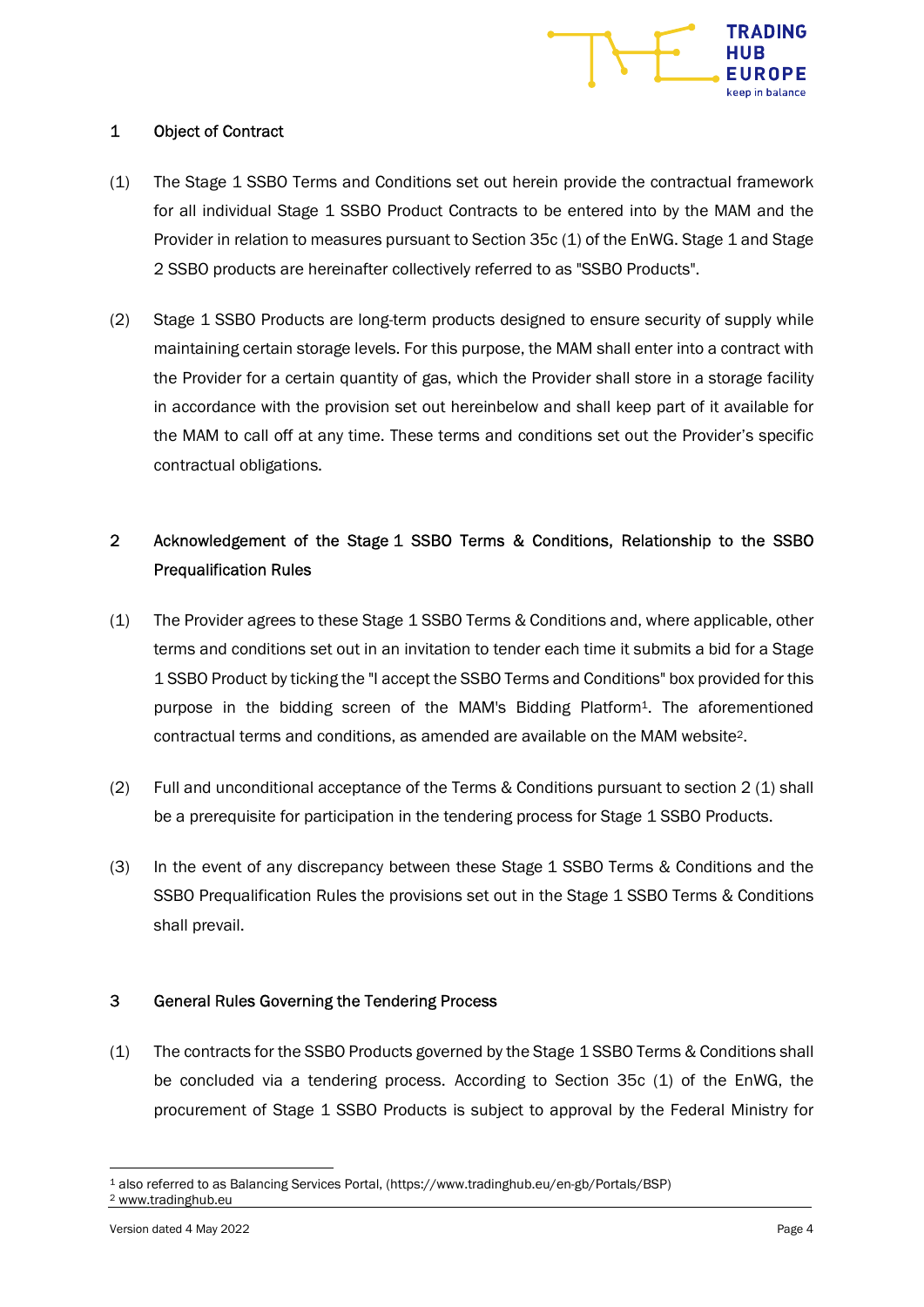## 1 Object of Contract

(1) The Stage 1 SSBO Terms and Conditions set out herein provide the contractual framework for all individual Stage 1 SSBO Product Contracts to be entered into by the MAM and the Provider in relation to measures pursuant to Section 35c (1) of the EnWG. Stage 1 and Stage 2 SSBO products are hereinafter collectively referred to as "SSBO Products".

(2) Stage 1 SSBO Products are long-term products designed to ensure security of supply while maintaining certain storage levels. For this purpose, the MAM shall enter into a contract with the Provider for a certain quantity of gas, which the Provider shall store in a storage facility in accordance with the provision set out hereinbelow and shall keep part of it available for the MAM to call off at any time. These terms and conditions set out the Provider's specific contractual obligations.

## 2 Acknowledgement of the Stage 1 SSBO Terms & Conditions, Relationship to the SSBO Prequalification Rules

(1) The Provider agrees to these Stage 1 SSBO Terms & Conditions and, where applicable, other terms and conditions set out in an invitation to tender each time it submits a bid for a Stage 1 SSBO Product by ticking the "I accept the SSBO Terms and Conditions" box provided for this purpose in the bidding screen of the MAM's Bidding Platform[1]. The aforementioned contractual terms and conditions, as amended are available on the MAM website[2].

(2) Full and unconditional acceptance of the Terms & Conditions pursuant to section 2 (1) shall be a prerequisite for participation in the tendering process for Stage 1 SSBO Products.

(3) In the event of any discrepancy between these Stage 1 SSBO Terms & Conditions and the SSBO Prequalification Rules the provisions set out in the Stage 1 SSBO Terms & Conditions shall prevail.

## 3 General Rules Governing the Tendering Process

(1) The contracts for the SSBO Products governed by the Stage 1 SSBO Terms & Conditions shall be concluded via a tendering process. According to Section 35c (1) of the EnWG, the procurement of Stage 1 SSBO Products is subject to approval by the Federal Ministry for

---

[1] also referred to as Balancing Services Portal, (https://www.tradinghub.eu/en-gb/Portals/BSP)
[2] www.tradinghub.eu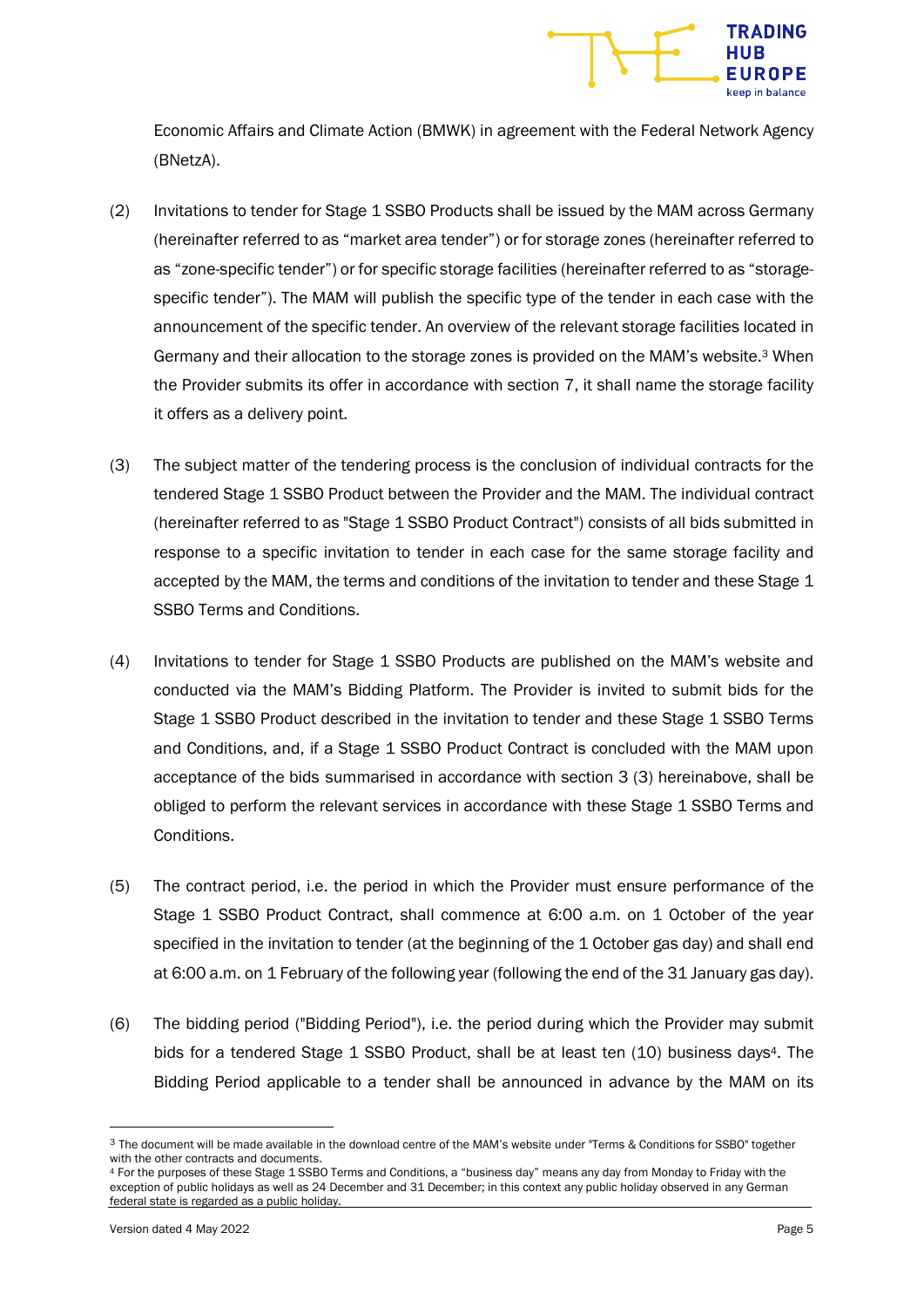Economic Affairs and Climate Action (BMWK) in agreement with the Federal Network Agency (BNetzA).

(2) Invitations to tender for Stage 1 SSBO Products shall be issued by the MAM across Germany (hereinafter referred to as “market area tender”) or for storage zones (hereinafter referred to as “zone-specific tender”) or for specific storage facilities (hereinafter referred to as “storage-specific tender”). The MAM will publish the specific type of the tender in each case with the announcement of the specific tender. An overview of the relevant storage facilities located in Germany and their allocation to the storage zones is provided on the MAM’s website.[3] When the Provider submits its offer in accordance with section 7, it shall name the storage facility it offers as a delivery point.

(3) The subject matter of the tendering process is the conclusion of individual contracts for the tendered Stage 1 SSBO Product between the Provider and the MAM. The individual contract (hereinafter referred to as "Stage 1 SSBO Product Contract") consists of all bids submitted in response to a specific invitation to tender in each case for the same storage facility and accepted by the MAM, the terms and conditions of the invitation to tender and these Stage 1 SSBO Terms and Conditions.

(4) Invitations to tender for Stage 1 SSBO Products are published on the MAM’s website and conducted via the MAM’s Bidding Platform. The Provider is invited to submit bids for the Stage 1 SSBO Product described in the invitation to tender and these Stage 1 SSBO Terms and Conditions, and, if a Stage 1 SSBO Product Contract is concluded with the MAM upon acceptance of the bids summarised in accordance with section 3 (3) hereinabove, shall be obliged to perform the relevant services in accordance with these Stage 1 SSBO Terms and Conditions.

(5) The contract period, i.e. the period in which the Provider must ensure performance of the Stage 1 SSBO Product Contract, shall commence at 6:00 a.m. on 1 October of the year specified in the invitation to tender (at the beginning of the 1 October gas day) and shall end at 6:00 a.m. on 1 February of the following year (following the end of the 31 January gas day).

(6) The bidding period ("Bidding Period"), i.e. the period during which the Provider may submit bids for a tendered Stage 1 SSBO Product, shall be at least ten (10) business days[4]. The Bidding Period applicable to a tender shall be announced in advance by the MAM on its

---

[3] The document will be made available in the download centre of the MAM’s website under "Terms & Conditions for SSBO" together with the other contracts and documents.

[4] For the purposes of these Stage 1 SSBO Terms and Conditions, a “business day” means any day from Monday to Friday with the exception of public holidays as well as 24 December and 31 December; in this context any public holiday observed in any German federal state is regarded as a public holiday.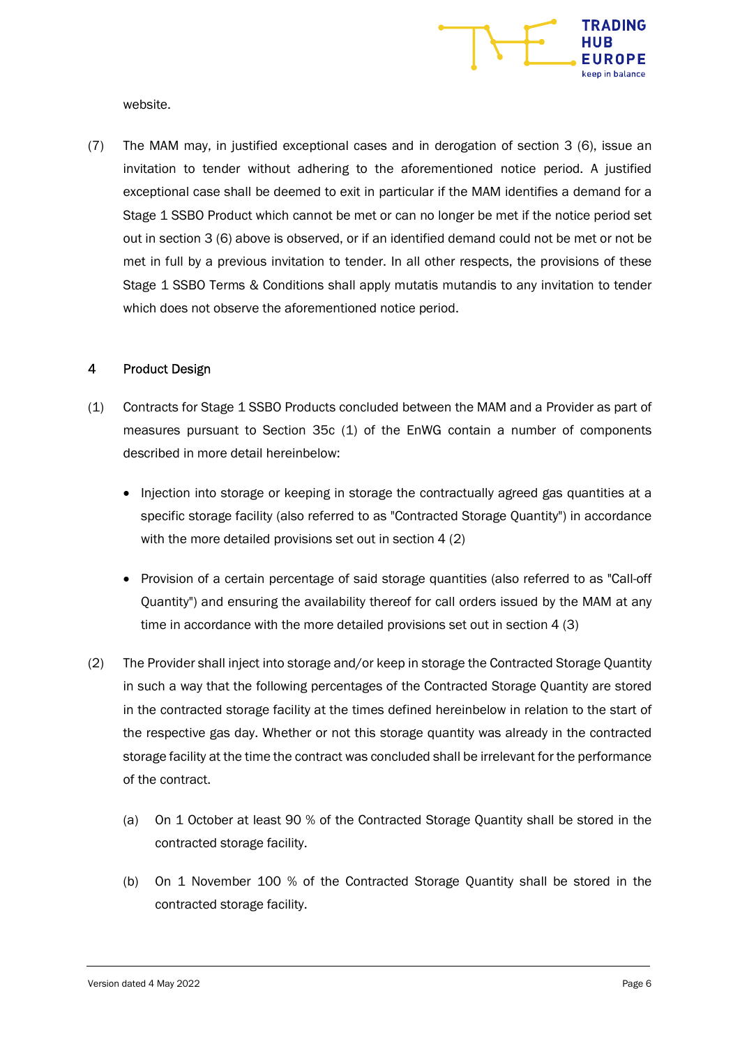website.

(7) The MAM may, in justified exceptional cases and in derogation of section 3 (6), issue an invitation to tender without adhering to the aforementioned notice period. A justified exceptional case shall be deemed to exit in particular if the MAM identifies a demand for a Stage 1 SSBO Product which cannot be met or can no longer be met if the notice period set out in section 3 (6) above is observed, or if an identified demand could not be met or not be met in full by a previous invitation to tender. In all other respects, the provisions of these Stage 1 SSBO Terms & Conditions shall apply mutatis mutandis to any invitation to tender which does not observe the aforementioned notice period.

## 4 Product Design

(1) Contracts for Stage 1 SSBO Products concluded between the MAM and a Provider as part of measures pursuant to Section 35c (1) of the EnWG contain a number of components described in more detail hereinbelow:

- Injection into storage or keeping in storage the contractually agreed gas quantities at a specific storage facility (also referred to as "Contracted Storage Quantity") in accordance with the more detailed provisions set out in section 4 (2)
- Provision of a certain percentage of said storage quantities (also referred to as "Call-off Quantity") and ensuring the availability thereof for call orders issued by the MAM at any time in accordance with the more detailed provisions set out in section 4 (3)

(2) The Provider shall inject into storage and/or keep in storage the Contracted Storage Quantity in such a way that the following percentages of the Contracted Storage Quantity are stored in the contracted storage facility at the times defined hereinbelow in relation to the start of the respective gas day. Whether or not this storage quantity was already in the contracted storage facility at the time the contract was concluded shall be irrelevant for the performance of the contract.

(a) On 1 October at least 90 % of the Contracted Storage Quantity shall be stored in the contracted storage facility.

(b) On 1 November 100 % of the Contracted Storage Quantity shall be stored in the contracted storage facility.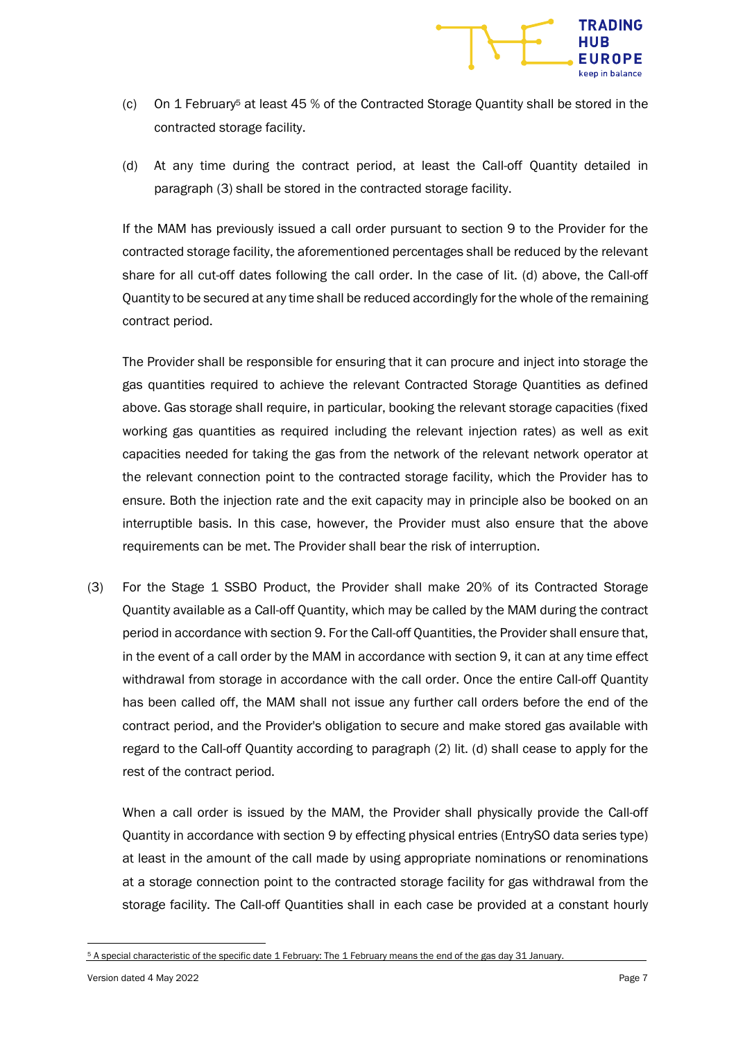(c) On 1 February[5] at least 45 % of the Contracted Storage Quantity shall be stored in the contracted storage facility.

(d) At any time during the contract period, at least the Call-off Quantity detailed in paragraph (3) shall be stored in the contracted storage facility.

If the MAM has previously issued a call order pursuant to section 9 to the Provider for the contracted storage facility, the aforementioned percentages shall be reduced by the relevant share for all cut-off dates following the call order. In the case of lit. (d) above, the Call-off Quantity to be secured at any time shall be reduced accordingly for the whole of the remaining contract period.

The Provider shall be responsible for ensuring that it can procure and inject into storage the gas quantities required to achieve the relevant Contracted Storage Quantities as defined above. Gas storage shall require, in particular, booking the relevant storage capacities (fixed working gas quantities as required including the relevant injection rates) as well as exit capacities needed for taking the gas from the network of the relevant network operator at the relevant connection point to the contracted storage facility, which the Provider has to ensure. Both the injection rate and the exit capacity may in principle also be booked on an interruptible basis. In this case, however, the Provider must also ensure that the above requirements can be met. The Provider shall bear the risk of interruption.

(3) For the Stage 1 SSBO Product, the Provider shall make 20% of its Contracted Storage Quantity available as a Call-off Quantity, which may be called by the MAM during the contract period in accordance with section 9. For the Call-off Quantities, the Provider shall ensure that, in the event of a call order by the MAM in accordance with section 9, it can at any time effect withdrawal from storage in accordance with the call order. Once the entire Call-off Quantity has been called off, the MAM shall not issue any further call orders before the end of the contract period, and the Provider's obligation to secure and make stored gas available with regard to the Call-off Quantity according to paragraph (2) lit. (d) shall cease to apply for the rest of the contract period.

When a call order is issued by the MAM, the Provider shall physically provide the Call-off Quantity in accordance with section 9 by effecting physical entries (EntrySO data series type) at least in the amount of the call made by using appropriate nominations or renominations at a storage connection point to the contracted storage facility for gas withdrawal from the storage facility. The Call-off Quantities shall in each case be provided at a constant hourly

[5] A special characteristic of the specific date 1 February: The 1 February means the end of the gas day 31 January.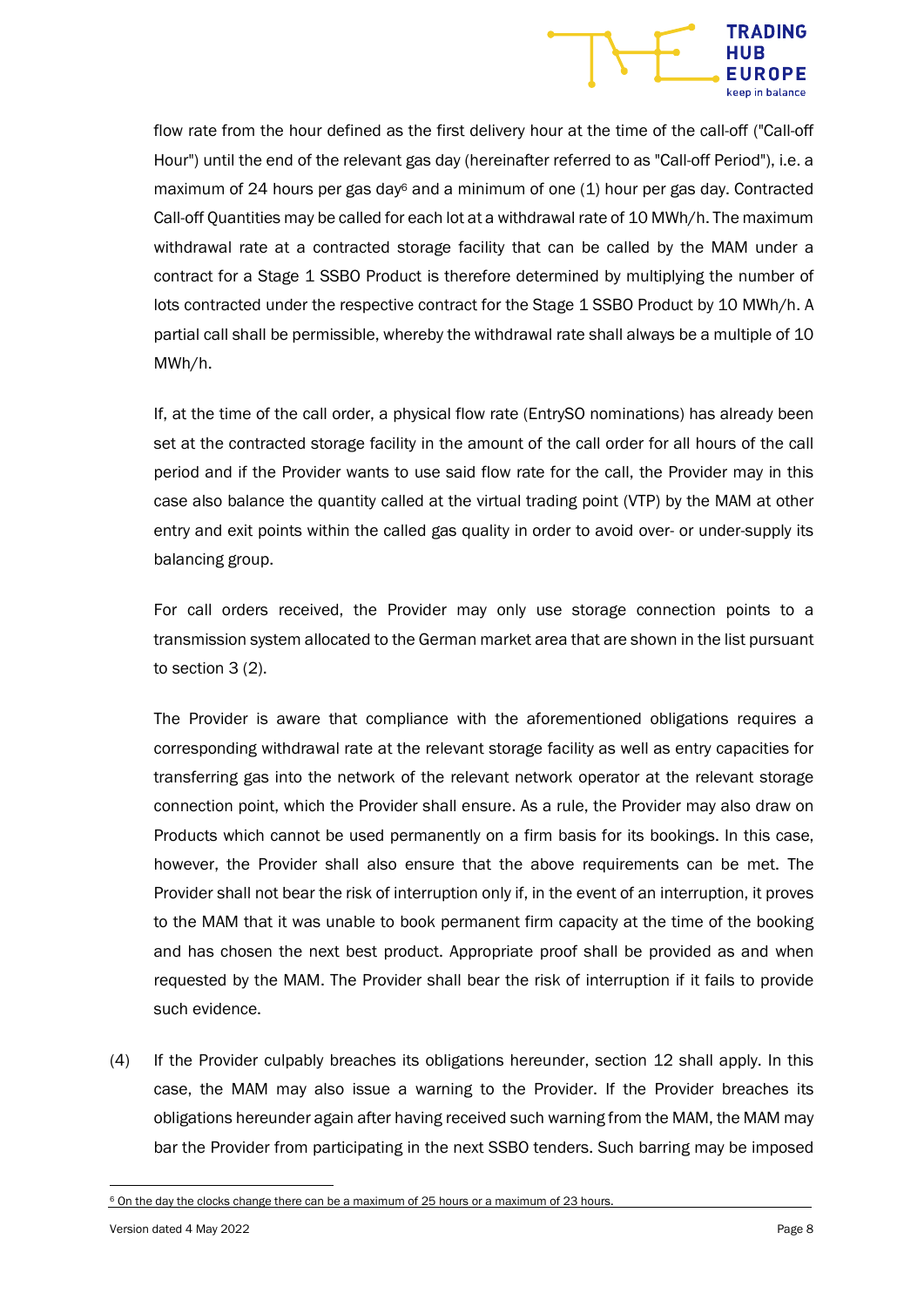flow rate from the hour defined as the first delivery hour at the time of the call-off ("Call-off Hour") until the end of the relevant gas day (hereinafter referred to as "Call-off Period"), i.e. a maximum of 24 hours per gas day[6] and a minimum of one (1) hour per gas day. Contracted Call-off Quantities may be called for each lot at a withdrawal rate of 10 MWh/h. The maximum withdrawal rate at a contracted storage facility that can be called by the MAM under a contract for a Stage 1 SSBO Product is therefore determined by multiplying the number of lots contracted under the respective contract for the Stage 1 SSBO Product by 10 MWh/h. A partial call shall be permissible, whereby the withdrawal rate shall always be a multiple of 10 MWh/h.

If, at the time of the call order, a physical flow rate (EntrySO nominations) has already been set at the contracted storage facility in the amount of the call order for all hours of the call period and if the Provider wants to use said flow rate for the call, the Provider may in this case also balance the quantity called at the virtual trading point (VTP) by the MAM at other entry and exit points within the called gas quality in order to avoid over- or under-supply its balancing group.

For call orders received, the Provider may only use storage connection points to a transmission system allocated to the German market area that are shown in the list pursuant to section 3 (2).

The Provider is aware that compliance with the aforementioned obligations requires a corresponding withdrawal rate at the relevant storage facility as well as entry capacities for transferring gas into the network of the relevant network operator at the relevant storage connection point, which the Provider shall ensure. As a rule, the Provider may also draw on Products which cannot be used permanently on a firm basis for its bookings. In this case, however, the Provider shall also ensure that the above requirements can be met. The Provider shall not bear the risk of interruption only if, in the event of an interruption, it proves to the MAM that it was unable to book permanent firm capacity at the time of the booking and has chosen the next best product. Appropriate proof shall be provided as and when requested by the MAM. The Provider shall bear the risk of interruption if it fails to provide such evidence.

(4) If the Provider culpably breaches its obligations hereunder, section 12 shall apply. In this case, the MAM may also issue a warning to the Provider. If the Provider breaches its obligations hereunder again after having received such warning from the MAM, the MAM may bar the Provider from participating in the next SSBO tenders. Such barring may be imposed

[6] On the day the clocks change there can be a maximum of 25 hours or a maximum of 23 hours.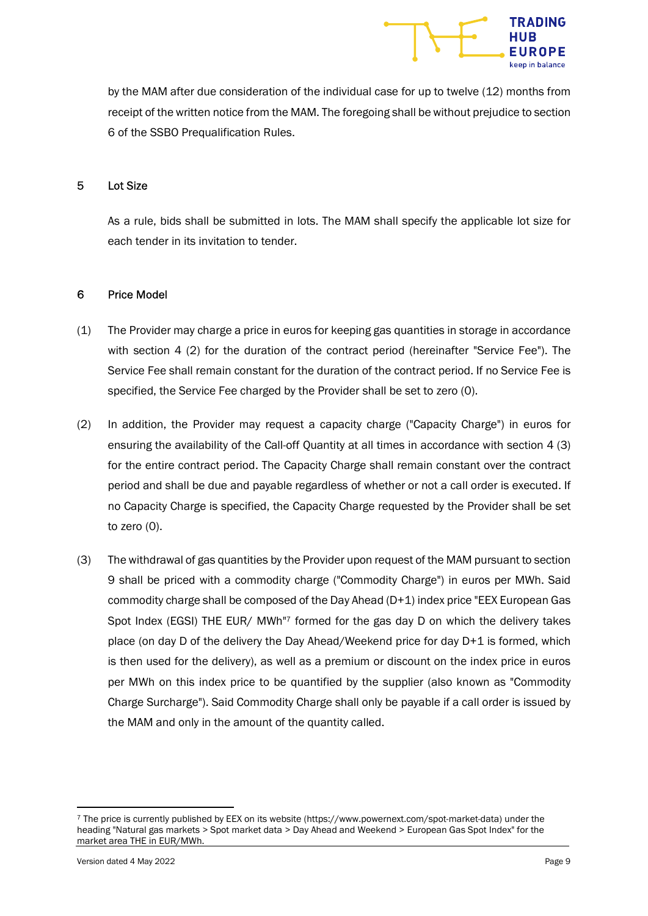by the MAM after due consideration of the individual case for up to twelve (12) months from receipt of the written notice from the MAM. The foregoing shall be without prejudice to section 6 of the SSBO Prequalification Rules.

## 5 Lot Size

As a rule, bids shall be submitted in lots. The MAM shall specify the applicable lot size for each tender in its invitation to tender.

## 6 Price Model

(1) The Provider may charge a price in euros for keeping gas quantities in storage in accordance with section 4 (2) for the duration of the contract period (hereinafter "Service Fee"). The Service Fee shall remain constant for the duration of the contract period. If no Service Fee is specified, the Service Fee charged by the Provider shall be set to zero (0).

(2) In addition, the Provider may request a capacity charge ("Capacity Charge") in euros for ensuring the availability of the Call-off Quantity at all times in accordance with section 4 (3) for the entire contract period. The Capacity Charge shall remain constant over the contract period and shall be due and payable regardless of whether or not a call order is executed. If no Capacity Charge is specified, the Capacity Charge requested by the Provider shall be set to zero (0).

(3) The withdrawal of gas quantities by the Provider upon request of the MAM pursuant to section 9 shall be priced with a commodity charge ("Commodity Charge") in euros per MWh. Said commodity charge shall be composed of the Day Ahead (D+1) index price "EEX European Gas Spot Index (EGSI) THE EUR/ MWh"[7] formed for the gas day D on which the delivery takes place (on day D of the delivery the Day Ahead/Weekend price for day D+1 is formed, which is then used for the delivery), as well as a premium or discount on the index price in euros per MWh on this index price to be quantified by the supplier (also known as "Commodity Charge Surcharge"). Said Commodity Charge shall only be payable if a call order is issued by the MAM and only in the amount of the quantity called.

[7] The price is currently published by EEX on its website (https://www.powernext.com/spot-market-data) under the heading "Natural gas markets > Spot market data > Day Ahead and Weekend > European Gas Spot Index" for the market area THE in EUR/MWh.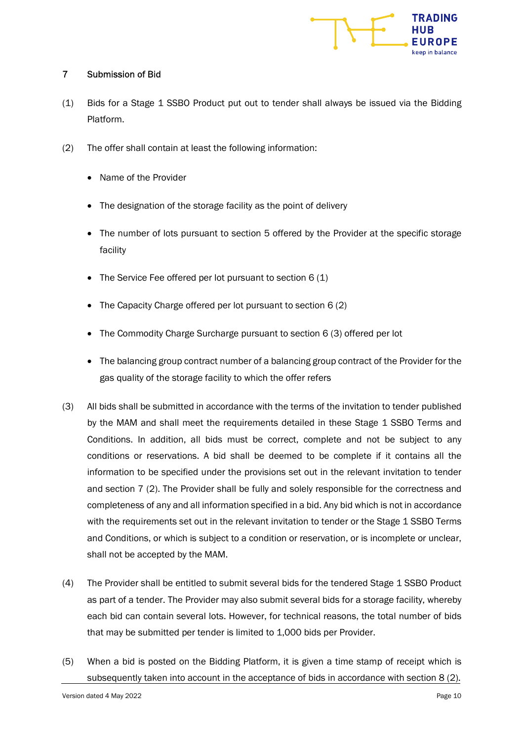## 7 Submission of Bid

(1) Bids for a Stage 1 SSBO Product put out to tender shall always be issued via the Bidding Platform.

(2) The offer shall contain at least the following information:

- Name of the Provider
- The designation of the storage facility as the point of delivery
- The number of lots pursuant to section 5 offered by the Provider at the specific storage facility
- The Service Fee offered per lot pursuant to section 6 (1)
- The Capacity Charge offered per lot pursuant to section 6 (2)
- The Commodity Charge Surcharge pursuant to section 6 (3) offered per lot
- The balancing group contract number of a balancing group contract of the Provider for the gas quality of the storage facility to which the offer refers

(3) All bids shall be submitted in accordance with the terms of the invitation to tender published by the MAM and shall meet the requirements detailed in these Stage 1 SSBO Terms and Conditions. In addition, all bids must be correct, complete and not be subject to any conditions or reservations. A bid shall be deemed to be complete if it contains all the information to be specified under the provisions set out in the relevant invitation to tender and section 7 (2). The Provider shall be fully and solely responsible for the correctness and completeness of any and all information specified in a bid. Any bid which is not in accordance with the requirements set out in the relevant invitation to tender or the Stage 1 SSBO Terms and Conditions, or which is subject to a condition or reservation, or is incomplete or unclear, shall not be accepted by the MAM.

(4) The Provider shall be entitled to submit several bids for the tendered Stage 1 SSBO Product as part of a tender. The Provider may also submit several bids for a storage facility, whereby each bid can contain several lots. However, for technical reasons, the total number of bids that may be submitted per tender is limited to 1,000 bids per Provider.

(5) When a bid is posted on the Bidding Platform, it is given a time stamp of receipt which is subsequently taken into account in the acceptance of bids in accordance with section 8 (2).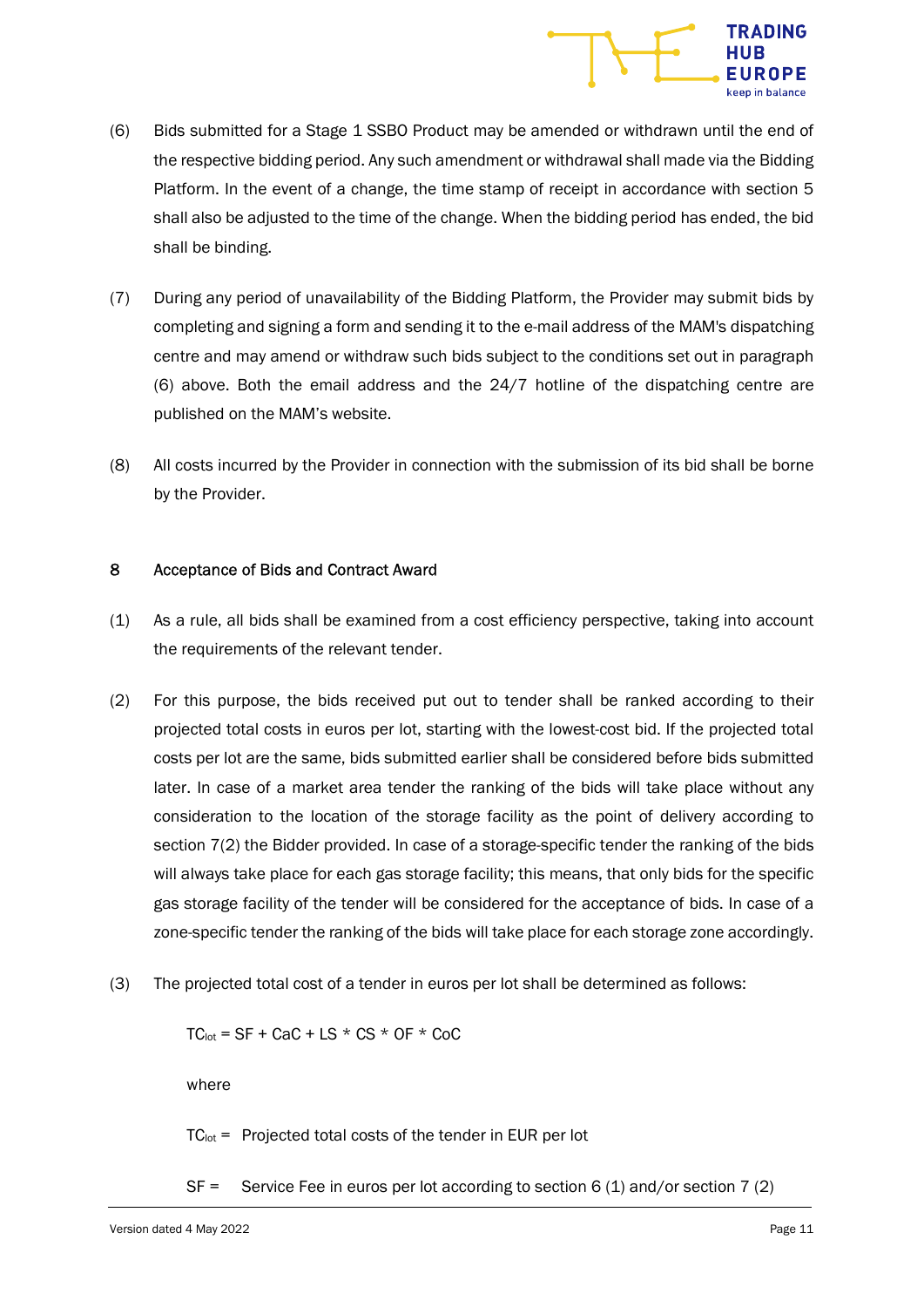(6) Bids submitted for a Stage 1 SSBO Product may be amended or withdrawn until the end of the respective bidding period. Any such amendment or withdrawal shall made via the Bidding Platform. In the event of a change, the time stamp of receipt in accordance with section 5 shall also be adjusted to the time of the change. When the bidding period has ended, the bid shall be binding.

(7) During any period of unavailability of the Bidding Platform, the Provider may submit bids by completing and signing a form and sending it to the e-mail address of the MAM's dispatching centre and may amend or withdraw such bids subject to the conditions set out in paragraph (6) above. Both the email address and the 24/7 hotline of the dispatching centre are published on the MAM's website.

(8) All costs incurred by the Provider in connection with the submission of its bid shall be borne by the Provider.

## 8 Acceptance of Bids and Contract Award

(1) As a rule, all bids shall be examined from a cost efficiency perspective, taking into account the requirements of the relevant tender.

(2) For this purpose, the bids received put out to tender shall be ranked according to their projected total costs in euros per lot, starting with the lowest-cost bid. If the projected total costs per lot are the same, bids submitted earlier shall be considered before bids submitted later. In case of a market area tender the ranking of the bids will take place without any consideration to the location of the storage facility as the point of delivery according to section 7(2) the Bidder provided. In case of a storage-specific tender the ranking of the bids will always take place for each gas storage facility; this means, that only bids for the specific gas storage facility of the tender will be considered for the acceptance of bids. In case of a zone-specific tender the ranking of the bids will take place for each storage zone accordingly.

(3) The projected total cost of a tender in euros per lot shall be determined as follows:

$$TC_{lot} = SF + CaC + LS * CS * OF * CoC$$

where

$TC_{lot}$ = Projected total costs of the tender in EUR per lot

SF = Service Fee in euros per lot according to section 6 (1) and/or section 7 (2)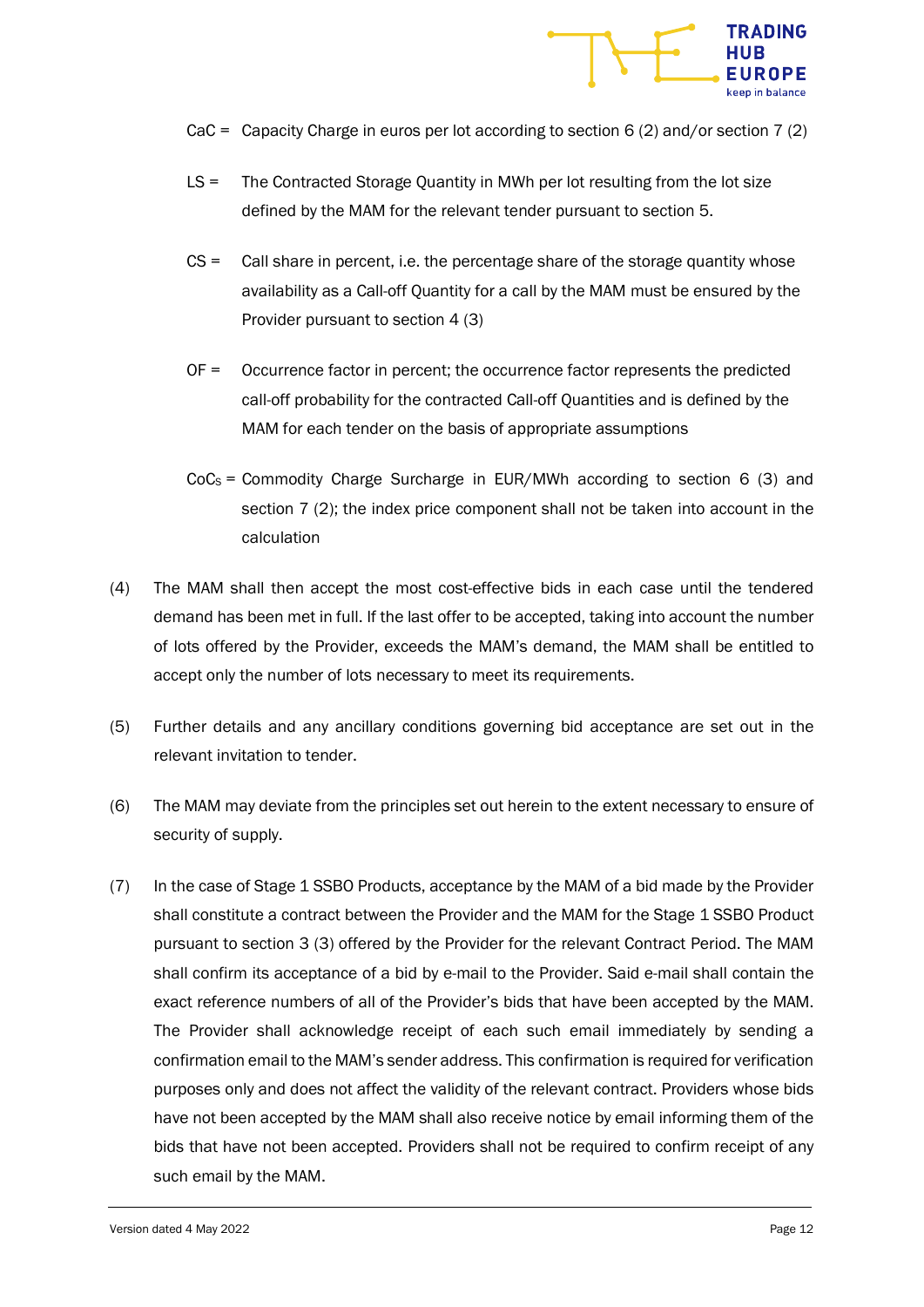CaC = Capacity Charge in euros per lot according to section 6 (2) and/or section 7 (2)

LS = The Contracted Storage Quantity in MWh per lot resulting from the lot size defined by the MAM for the relevant tender pursuant to section 5.

CS = Call share in percent, i.e. the percentage share of the storage quantity whose availability as a Call-off Quantity for a call by the MAM must be ensured by the Provider pursuant to section 4 (3)

OF = Occurrence factor in percent; the occurrence factor represents the predicted call-off probability for the contracted Call-off Quantities and is defined by the MAM for each tender on the basis of appropriate assumptions

$CoC_S$ = Commodity Charge Surcharge in EUR/MWh according to section 6 (3) and section 7 (2); the index price component shall not be taken into account in the calculation

(4) The MAM shall then accept the most cost-effective bids in each case until the tendered demand has been met in full. If the last offer to be accepted, taking into account the number of lots offered by the Provider, exceeds the MAM's demand, the MAM shall be entitled to accept only the number of lots necessary to meet its requirements.

(5) Further details and any ancillary conditions governing bid acceptance are set out in the relevant invitation to tender.

(6) The MAM may deviate from the principles set out herein to the extent necessary to ensure of security of supply.

(7) In the case of Stage 1 SSBO Products, acceptance by the MAM of a bid made by the Provider shall constitute a contract between the Provider and the MAM for the Stage 1 SSBO Product pursuant to section 3 (3) offered by the Provider for the relevant Contract Period. The MAM shall confirm its acceptance of a bid by e-mail to the Provider. Said e-mail shall contain the exact reference numbers of all of the Provider's bids that have been accepted by the MAM. The Provider shall acknowledge receipt of each such email immediately by sending a confirmation email to the MAM's sender address. This confirmation is required for verification purposes only and does not affect the validity of the relevant contract. Providers whose bids have not been accepted by the MAM shall also receive notice by email informing them of the bids that have not been accepted. Providers shall not be required to confirm receipt of any such email by the MAM.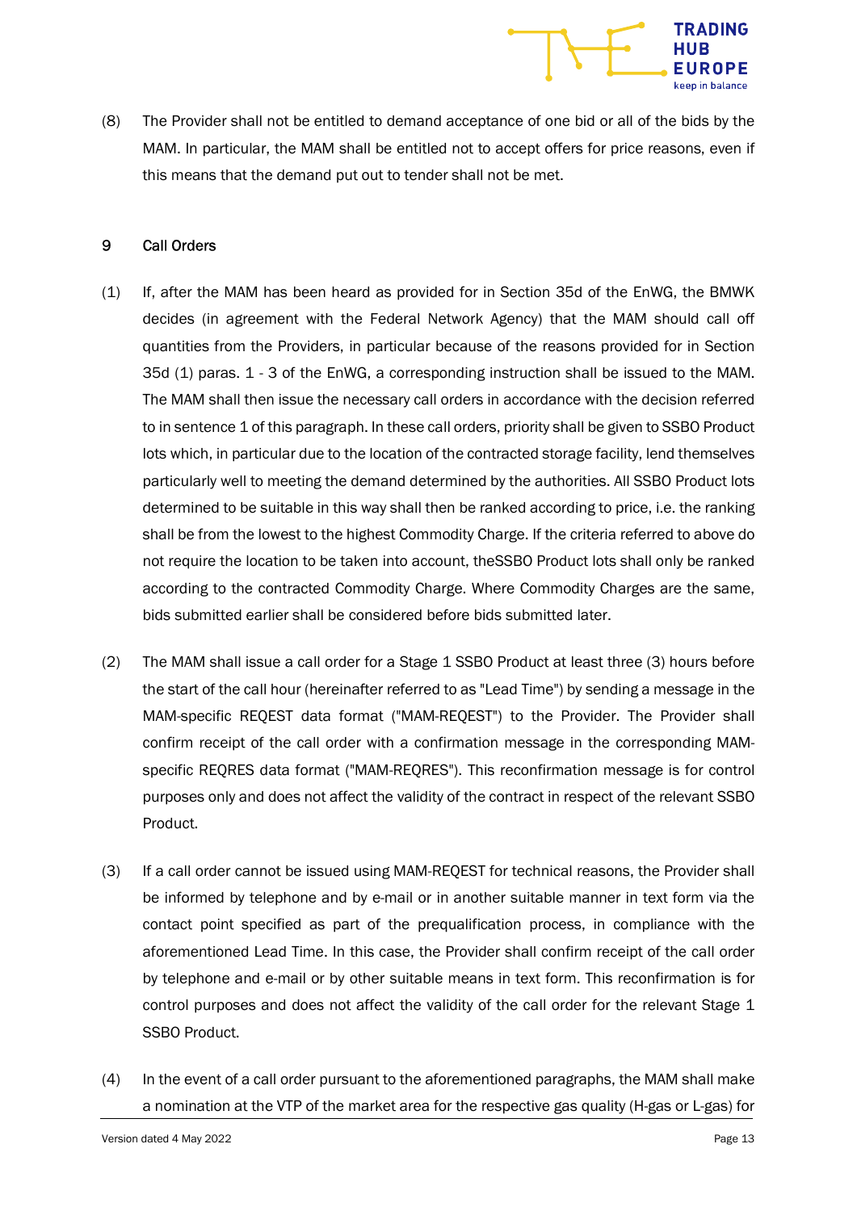(8) The Provider shall not be entitled to demand acceptance of one bid or all of the bids by the MAM. In particular, the MAM shall be entitled not to accept offers for price reasons, even if this means that the demand put out to tender shall not be met.

## 9 Call Orders

(1) If, after the MAM has been heard as provided for in Section 35d of the EnWG, the BMWK decides (in agreement with the Federal Network Agency) that the MAM should call off quantities from the Providers, in particular because of the reasons provided for in Section 35d (1) paras. 1 - 3 of the EnWG, a corresponding instruction shall be issued to the MAM. The MAM shall then issue the necessary call orders in accordance with the decision referred to in sentence 1 of this paragraph. In these call orders, priority shall be given to SSBO Product lots which, in particular due to the location of the contracted storage facility, lend themselves particularly well to meeting the demand determined by the authorities. All SSBO Product lots determined to be suitable in this way shall then be ranked according to price, i.e. the ranking shall be from the lowest to the highest Commodity Charge. If the criteria referred to above do not require the location to be taken into account, theSSBO Product lots shall only be ranked according to the contracted Commodity Charge. Where Commodity Charges are the same, bids submitted earlier shall be considered before bids submitted later.

(2) The MAM shall issue a call order for a Stage 1 SSBO Product at least three (3) hours before the start of the call hour (hereinafter referred to as "Lead Time") by sending a message in the MAM-specific REQEST data format ("MAM-REQEST") to the Provider. The Provider shall confirm receipt of the call order with a confirmation message in the corresponding MAM-specific REQRES data format ("MAM-REQRES"). This reconfirmation message is for control purposes only and does not affect the validity of the contract in respect of the relevant SSBO Product.

(3) If a call order cannot be issued using MAM-REQEST for technical reasons, the Provider shall be informed by telephone and by e-mail or in another suitable manner in text form via the contact point specified as part of the prequalification process, in compliance with the aforementioned Lead Time. In this case, the Provider shall confirm receipt of the call order by telephone and e-mail or by other suitable means in text form. This reconfirmation is for control purposes and does not affect the validity of the call order for the relevant Stage 1 SSBO Product.

(4) In the event of a call order pursuant to the aforementioned paragraphs, the MAM shall make a nomination at the VTP of the market area for the respective gas quality (H-gas or L-gas) for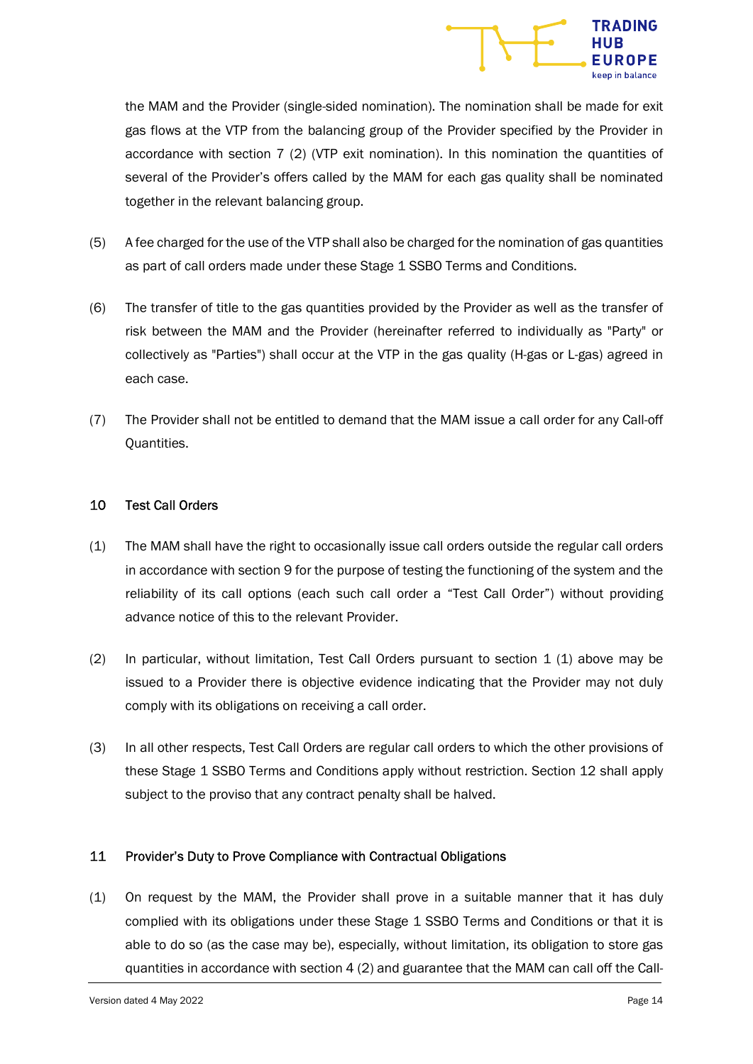the MAM and the Provider (single-sided nomination). The nomination shall be made for exit gas flows at the VTP from the balancing group of the Provider specified by the Provider in accordance with section 7 (2) (VTP exit nomination). In this nomination the quantities of several of the Provider's offers called by the MAM for each gas quality shall be nominated together in the relevant balancing group.

(5) A fee charged for the use of the VTP shall also be charged for the nomination of gas quantities as part of call orders made under these Stage 1 SSBO Terms and Conditions.

(6) The transfer of title to the gas quantities provided by the Provider as well as the transfer of risk between the MAM and the Provider (hereinafter referred to individually as "Party" or collectively as "Parties") shall occur at the VTP in the gas quality (H-gas or L-gas) agreed in each case.

(7) The Provider shall not be entitled to demand that the MAM issue a call order for any Call-off Quantities.

## 10 Test Call Orders

(1) The MAM shall have the right to occasionally issue call orders outside the regular call orders in accordance with section 9 for the purpose of testing the functioning of the system and the reliability of its call options (each such call order a "Test Call Order") without providing advance notice of this to the relevant Provider.

(2) In particular, without limitation, Test Call Orders pursuant to section 1 (1) above may be issued to a Provider there is objective evidence indicating that the Provider may not duly comply with its obligations on receiving a call order.

(3) In all other respects, Test Call Orders are regular call orders to which the other provisions of these Stage 1 SSBO Terms and Conditions apply without restriction. Section 12 shall apply subject to the proviso that any contract penalty shall be halved.

## 11 Provider's Duty to Prove Compliance with Contractual Obligations

(1) On request by the MAM, the Provider shall prove in a suitable manner that it has duly complied with its obligations under these Stage 1 SSBO Terms and Conditions or that it is able to do so (as the case may be), especially, without limitation, its obligation to store gas quantities in accordance with section 4 (2) and guarantee that the MAM can call off the Call-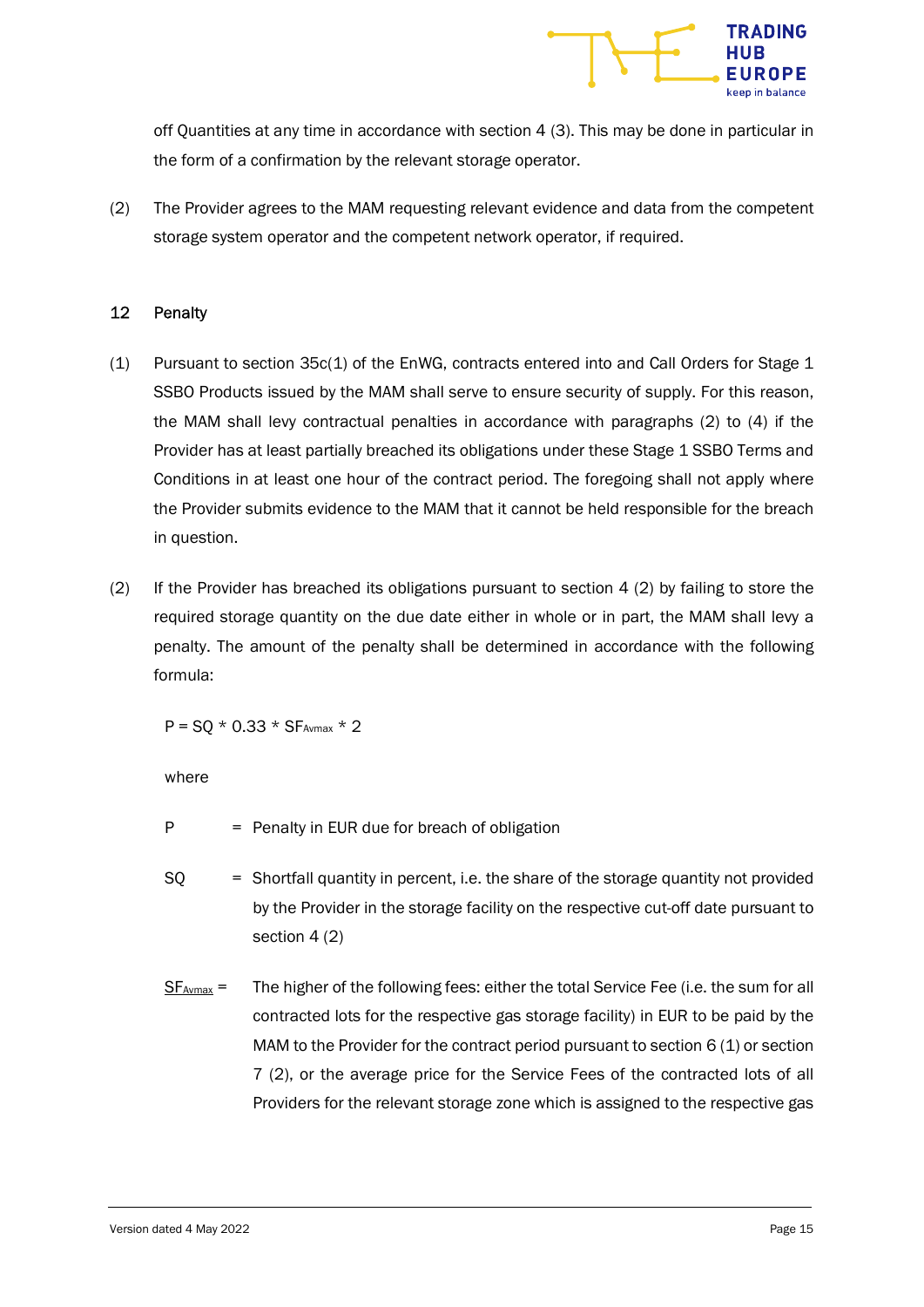off Quantities at any time in accordance with section 4 (3). This may be done in particular in the form of a confirmation by the relevant storage operator.

(2) The Provider agrees to the MAM requesting relevant evidence and data from the competent storage system operator and the competent network operator, if required.

## 12 Penalty

(1) Pursuant to section 35c(1) of the EnWG, contracts entered into and Call Orders for Stage 1 SSBO Products issued by the MAM shall serve to ensure security of supply. For this reason, the MAM shall levy contractual penalties in accordance with paragraphs (2) to (4) if the Provider has at least partially breached its obligations under these Stage 1 SSBO Terms and Conditions in at least one hour of the contract period. The foregoing shall not apply where the Provider submits evidence to the MAM that it cannot be held responsible for the breach in question.

(2) If the Provider has breached its obligations pursuant to section 4 (2) by failing to store the required storage quantity on the due date either in whole or in part, the MAM shall levy a penalty. The amount of the penalty shall be determined in accordance with the following formula:

$$P = SQ * 0.33 * SF_{Avmax} * 2$$

where

P = Penalty in EUR due for breach of obligation

SQ = Shortfall quantity in percent, i.e. the share of the storage quantity not provided by the Provider in the storage facility on the respective cut-off date pursuant to section 4 (2)

$SF_{Avmax}$ = The higher of the following fees: either the total Service Fee (i.e. the sum for all contracted lots for the respective gas storage facility) in EUR to be paid by the MAM to the Provider for the contract period pursuant to section 6 (1) or section 7 (2), or the average price for the Service Fees of the contracted lots of all Providers for the relevant storage zone which is assigned to the respective gas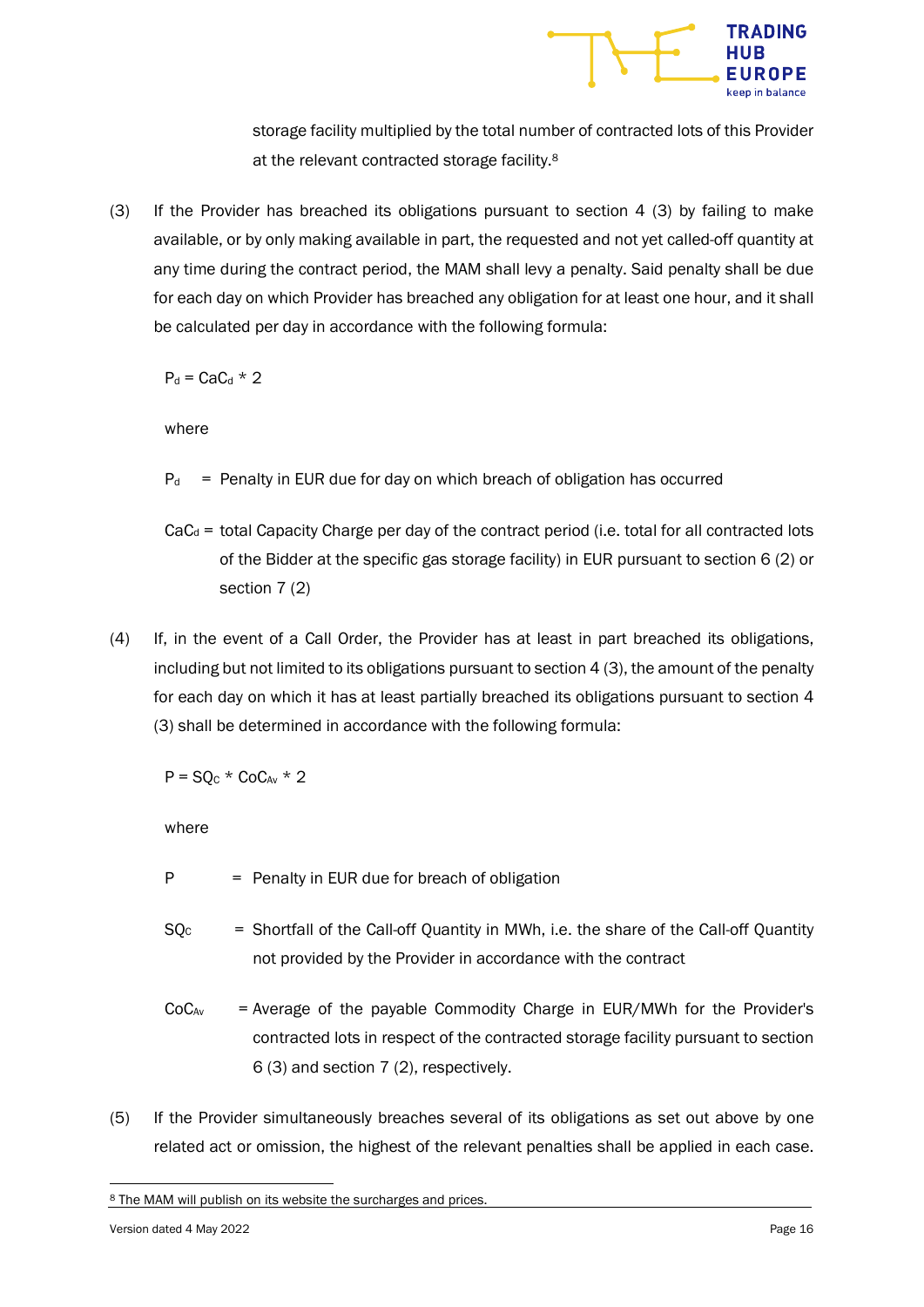storage facility multiplied by the total number of contracted lots of this Provider at the relevant contracted storage facility.[8]

(3) If the Provider has breached its obligations pursuant to section 4 (3) by failing to make available, or by only making available in part, the requested and not yet called-off quantity at any time during the contract period, the MAM shall levy a penalty. Said penalty shall be due for each day on which Provider has breached any obligation for at least one hour, and it shall be calculated per day in accordance with the following formula:

$$P_d = CaC_d * 2$$

where

$P_d$ = Penalty in EUR due for day on which breach of obligation has occurred

$CaC_d$ = total Capacity Charge per day of the contract period (i.e. total for all contracted lots of the Bidder at the specific gas storage facility) in EUR pursuant to section 6 (2) or section 7 (2)

(4) If, in the event of a Call Order, the Provider has at least in part breached its obligations, including but not limited to its obligations pursuant to section 4 (3), the amount of the penalty for each day on which it has at least partially breached its obligations pursuant to section 4 (3) shall be determined in accordance with the following formula:

$$P = SQ_C * CoC_{Av} * 2$$

where

$P$ = Penalty in EUR due for breach of obligation

$SQ_C$ = Shortfall of the Call-off Quantity in MWh, i.e. the share of the Call-off Quantity not provided by the Provider in accordance with the contract

$CoC_{Av}$ = Average of the payable Commodity Charge in EUR/MWh for the Provider's contracted lots in respect of the contracted storage facility pursuant to section 6 (3) and section 7 (2), respectively.

(5) If the Provider simultaneously breaches several of its obligations as set out above by one related act or omission, the highest of the relevant penalties shall be applied in each case.

[8] The MAM will publish on its website the surcharges and prices.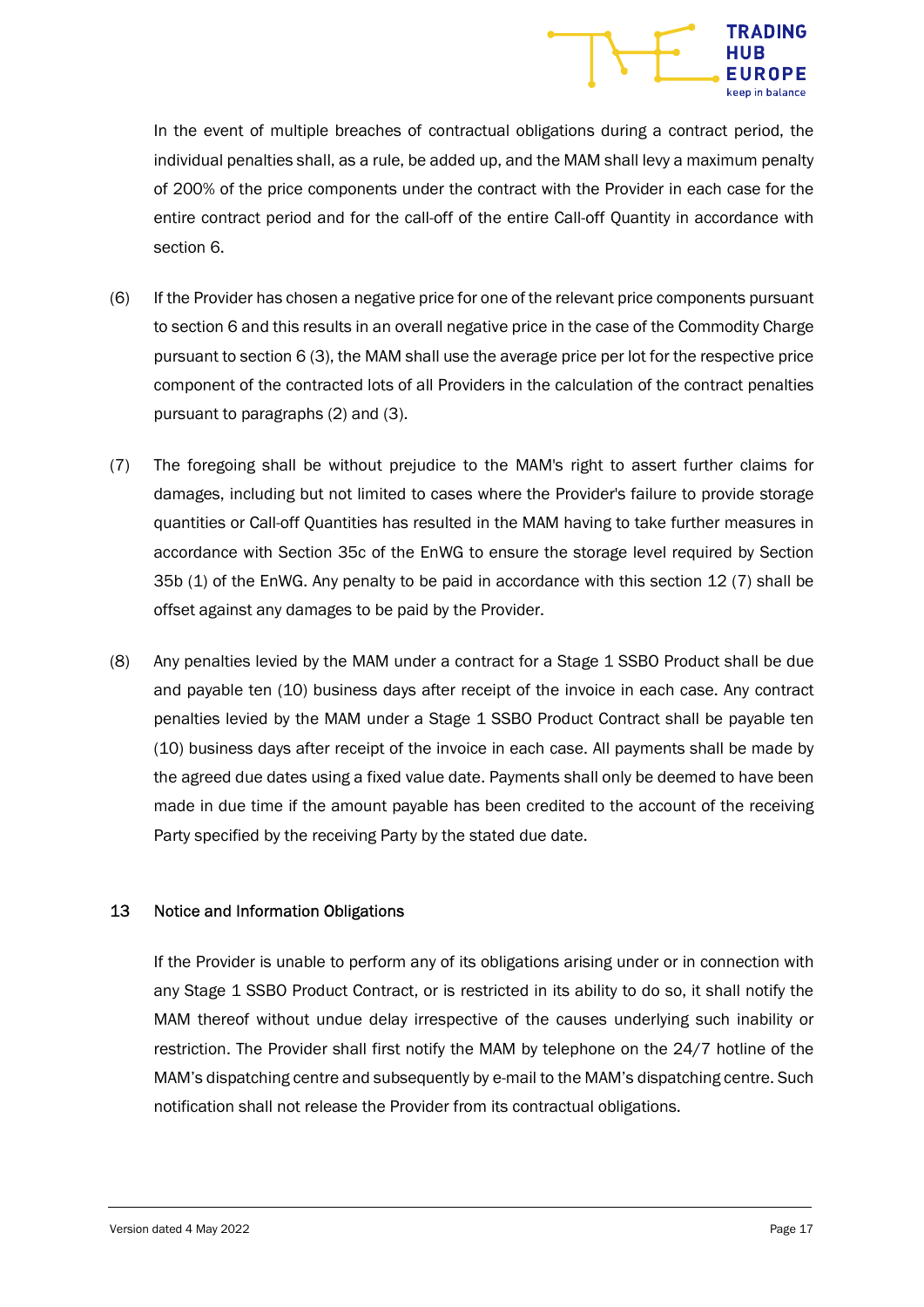In the event of multiple breaches of contractual obligations during a contract period, the individual penalties shall, as a rule, be added up, and the MAM shall levy a maximum penalty of 200% of the price components under the contract with the Provider in each case for the entire contract period and for the call-off of the entire Call-off Quantity in accordance with section 6.

(6) If the Provider has chosen a negative price for one of the relevant price components pursuant to section 6 and this results in an overall negative price in the case of the Commodity Charge pursuant to section 6 (3), the MAM shall use the average price per lot for the respective price component of the contracted lots of all Providers in the calculation of the contract penalties pursuant to paragraphs (2) and (3).

(7) The foregoing shall be without prejudice to the MAM's right to assert further claims for damages, including but not limited to cases where the Provider's failure to provide storage quantities or Call-off Quantities has resulted in the MAM having to take further measures in accordance with Section 35c of the EnWG to ensure the storage level required by Section 35b (1) of the EnWG. Any penalty to be paid in accordance with this section 12 (7) shall be offset against any damages to be paid by the Provider.

(8) Any penalties levied by the MAM under a contract for a Stage 1 SSBO Product shall be due and payable ten (10) business days after receipt of the invoice in each case. Any contract penalties levied by the MAM under a Stage 1 SSBO Product Contract shall be payable ten (10) business days after receipt of the invoice in each case. All payments shall be made by the agreed due dates using a fixed value date. Payments shall only be deemed to have been made in due time if the amount payable has been credited to the account of the receiving Party specified by the receiving Party by the stated due date.

## 13 Notice and Information Obligations

If the Provider is unable to perform any of its obligations arising under or in connection with any Stage 1 SSBO Product Contract, or is restricted in its ability to do so, it shall notify the MAM thereof without undue delay irrespective of the causes underlying such inability or restriction. The Provider shall first notify the MAM by telephone on the 24/7 hotline of the MAM's dispatching centre and subsequently by e-mail to the MAM's dispatching centre. Such notification shall not release the Provider from its contractual obligations.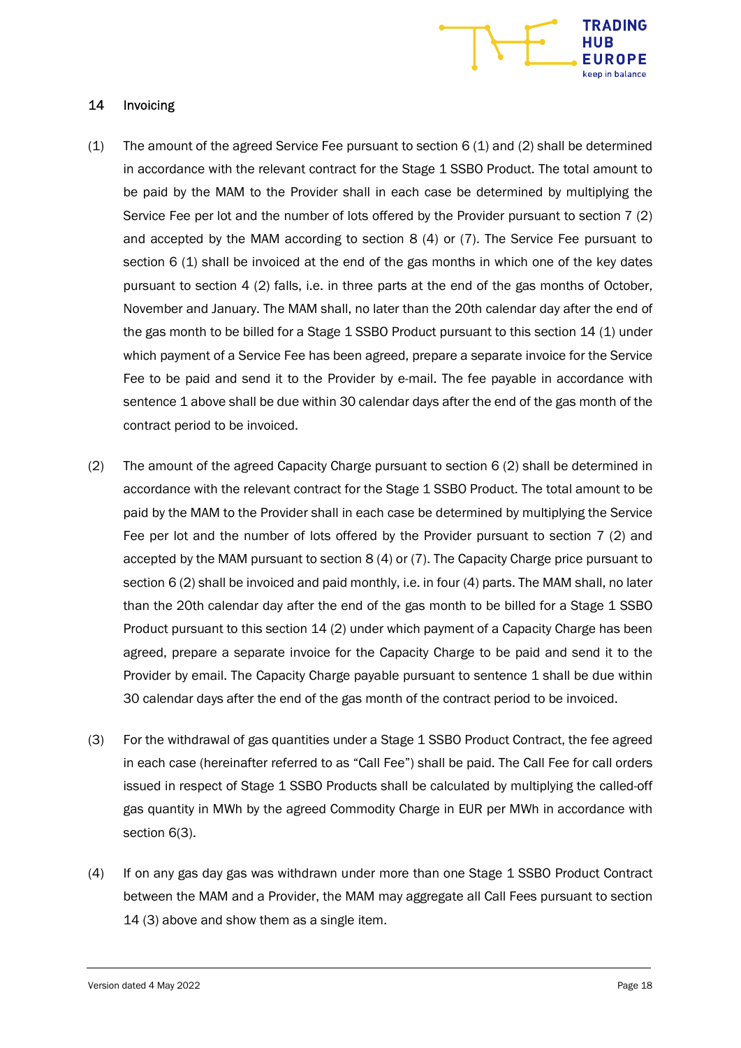## 14 Invoicing

(1) The amount of the agreed Service Fee pursuant to section 6 (1) and (2) shall be determined in accordance with the relevant contract for the Stage 1 SSBO Product. The total amount to be paid by the MAM to the Provider shall in each case be determined by multiplying the Service Fee per lot and the number of lots offered by the Provider pursuant to section 7 (2) and accepted by the MAM according to section 8 (4) or (7). The Service Fee pursuant to section 6 (1) shall be invoiced at the end of the gas months in which one of the key dates pursuant to section 4 (2) falls, i.e. in three parts at the end of the gas months of October, November and January. The MAM shall, no later than the 20th calendar day after the end of the gas month to be billed for a Stage 1 SSBO Product pursuant to this section 14 (1) under which payment of a Service Fee has been agreed, prepare a separate invoice for the Service Fee to be paid and send it to the Provider by e-mail. The fee payable in accordance with sentence 1 above shall be due within 30 calendar days after the end of the gas month of the contract period to be invoiced.

(2) The amount of the agreed Capacity Charge pursuant to section 6 (2) shall be determined in accordance with the relevant contract for the Stage 1 SSBO Product. The total amount to be paid by the MAM to the Provider shall in each case be determined by multiplying the Service Fee per lot and the number of lots offered by the Provider pursuant to section 7 (2) and accepted by the MAM pursuant to section 8 (4) or (7). The Capacity Charge price pursuant to section 6 (2) shall be invoiced and paid monthly, i.e. in four (4) parts. The MAM shall, no later than the 20th calendar day after the end of the gas month to be billed for a Stage 1 SSBO Product pursuant to this section 14 (2) under which payment of a Capacity Charge has been agreed, prepare a separate invoice for the Capacity Charge to be paid and send it to the Provider by email. The Capacity Charge payable pursuant to sentence 1 shall be due within 30 calendar days after the end of the gas month of the contract period to be invoiced.

(3) For the withdrawal of gas quantities under a Stage 1 SSBO Product Contract, the fee agreed in each case (hereinafter referred to as "Call Fee") shall be paid. The Call Fee for call orders issued in respect of Stage 1 SSBO Products shall be calculated by multiplying the called-off gas quantity in MWh by the agreed Commodity Charge in EUR per MWh in accordance with section 6(3).

(4) If on any gas day gas was withdrawn under more than one Stage 1 SSBO Product Contract between the MAM and a Provider, the MAM may aggregate all Call Fees pursuant to section 14 (3) above and show them as a single item.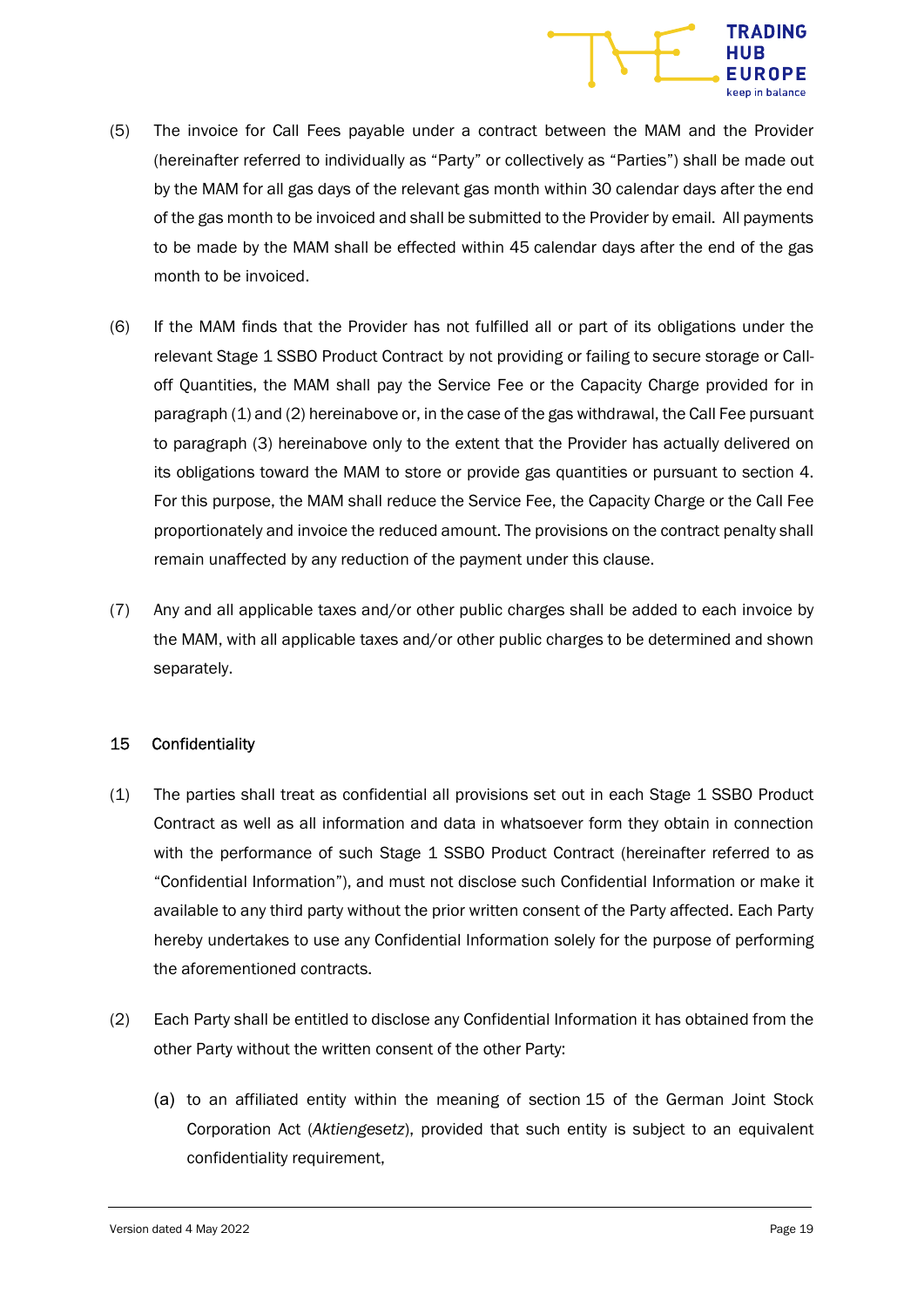(5) The invoice for Call Fees payable under a contract between the MAM and the Provider (hereinafter referred to individually as “Party” or collectively as “Parties”) shall be made out by the MAM for all gas days of the relevant gas month within 30 calendar days after the end of the gas month to be invoiced and shall be submitted to the Provider by email. All payments to be made by the MAM shall be effected within 45 calendar days after the end of the gas month to be invoiced.

(6) If the MAM finds that the Provider has not fulfilled all or part of its obligations under the relevant Stage 1 SSBO Product Contract by not providing or failing to secure storage or Call-off Quantities, the MAM shall pay the Service Fee or the Capacity Charge provided for in paragraph (1) and (2) hereinabove or, in the case of the gas withdrawal, the Call Fee pursuant to paragraph (3) hereinabove only to the extent that the Provider has actually delivered on its obligations toward the MAM to store or provide gas quantities or pursuant to section 4. For this purpose, the MAM shall reduce the Service Fee, the Capacity Charge or the Call Fee proportionately and invoice the reduced amount. The provisions on the contract penalty shall remain unaffected by any reduction of the payment under this clause.

(7) Any and all applicable taxes and/or other public charges shall be added to each invoice by the MAM, with all applicable taxes and/or other public charges to be determined and shown separately.

## 15 Confidentiality

(1) The parties shall treat as confidential all provisions set out in each Stage 1 SSBO Product Contract as well as all information and data in whatsoever form they obtain in connection with the performance of such Stage 1 SSBO Product Contract (hereinafter referred to as “Confidential Information”), and must not disclose such Confidential Information or make it available to any third party without the prior written consent of the Party affected. Each Party hereby undertakes to use any Confidential Information solely for the purpose of performing the aforementioned contracts.

(2) Each Party shall be entitled to disclose any Confidential Information it has obtained from the other Party without the written consent of the other Party:

   (a) to an affiliated entity within the meaning of section 15 of the German Joint Stock Corporation Act (*Aktiengesetz*), provided that such entity is subject to an equivalent confidentiality requirement,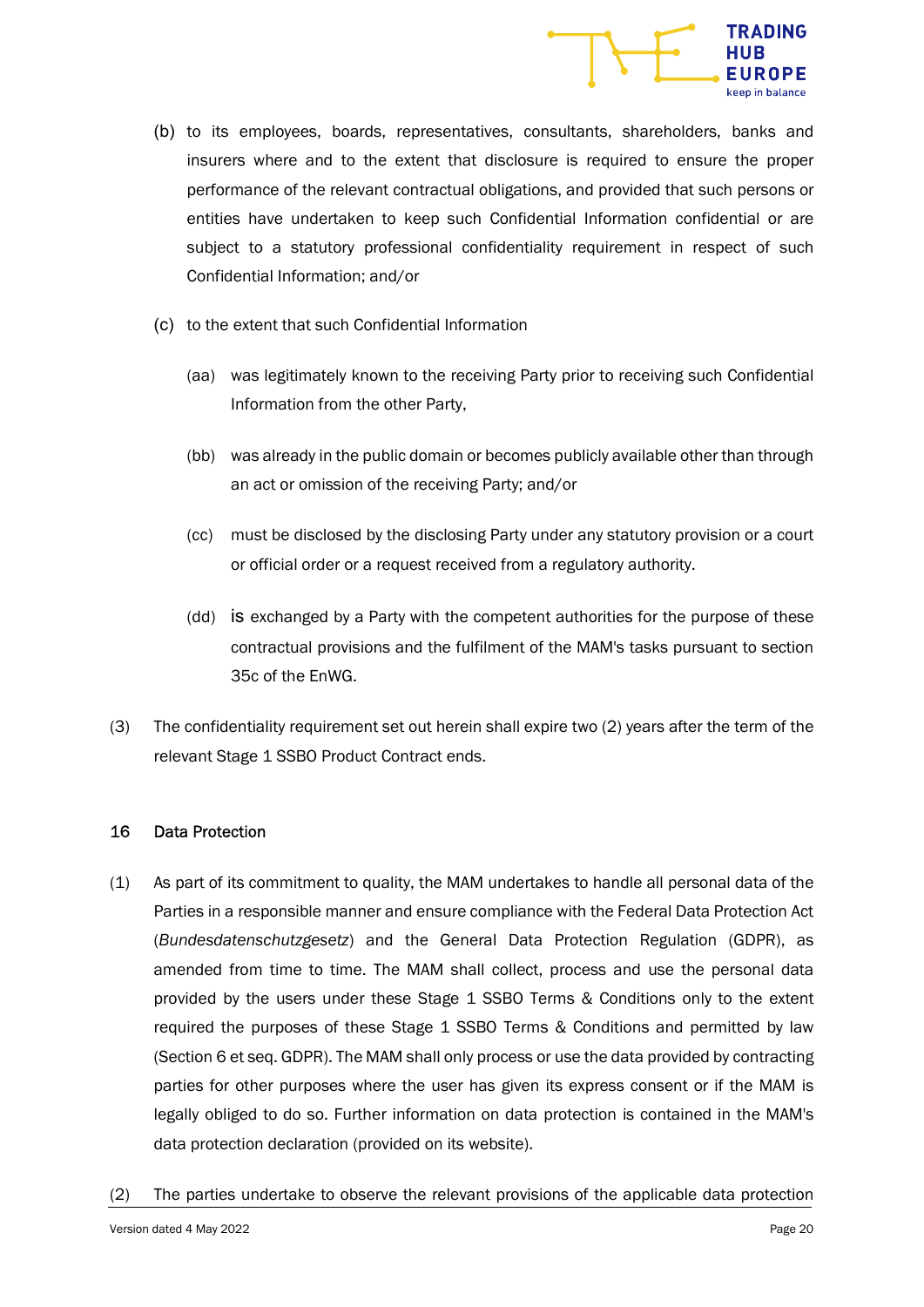(b) to its employees, boards, representatives, consultants, shareholders, banks and insurers where and to the extent that disclosure is required to ensure the proper performance of the relevant contractual obligations, and provided that such persons or entities have undertaken to keep such Confidential Information confidential or are subject to a statutory professional confidentiality requirement in respect of such Confidential Information; and/or

(c) to the extent that such Confidential Information

(aa) was legitimately known to the receiving Party prior to receiving such Confidential Information from the other Party,

(bb) was already in the public domain or becomes publicly available other than through an act or omission of the receiving Party; and/or

(cc) must be disclosed by the disclosing Party under any statutory provision or a court or official order or a request received from a regulatory authority.

(dd) is exchanged by a Party with the competent authorities for the purpose of these contractual provisions and the fulfilment of the MAM's tasks pursuant to section 35c of the EnWG.

(3) The confidentiality requirement set out herein shall expire two (2) years after the term of the relevant Stage 1 SSBO Product Contract ends.

## 16 Data Protection

(1) As part of its commitment to quality, the MAM undertakes to handle all personal data of the Parties in a responsible manner and ensure compliance with the Federal Data Protection Act (*Bundesdatenschutzgesetz*) and the General Data Protection Regulation (GDPR), as amended from time to time. The MAM shall collect, process and use the personal data provided by the users under these Stage 1 SSBO Terms & Conditions only to the extent required the purposes of these Stage 1 SSBO Terms & Conditions and permitted by law (Section 6 et seq. GDPR). The MAM shall only process or use the data provided by contracting parties for other purposes where the user has given its express consent or if the MAM is legally obliged to do so. Further information on data protection is contained in the MAM's data protection declaration (provided on its website).

(2) The parties undertake to observe the relevant provisions of the applicable data protection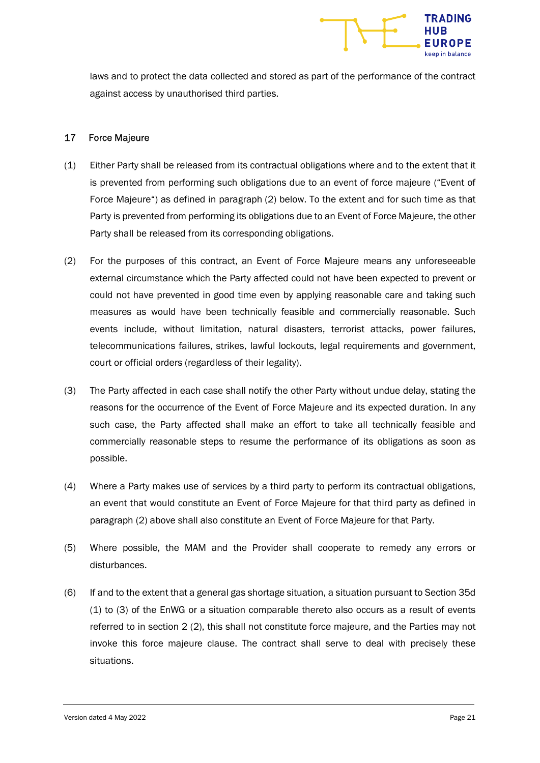laws and to protect the data collected and stored as part of the performance of the contract against access by unauthorised third parties.

## 17 Force Majeure

(1) Either Party shall be released from its contractual obligations where and to the extent that it is prevented from performing such obligations due to an event of force majeure ("Event of Force Majeure") as defined in paragraph (2) below. To the extent and for such time as that Party is prevented from performing its obligations due to an Event of Force Majeure, the other Party shall be released from its corresponding obligations.

(2) For the purposes of this contract, an Event of Force Majeure means any unforeseeable external circumstance which the Party affected could not have been expected to prevent or could not have prevented in good time even by applying reasonable care and taking such measures as would have been technically feasible and commercially reasonable. Such events include, without limitation, natural disasters, terrorist attacks, power failures, telecommunications failures, strikes, lawful lockouts, legal requirements and government, court or official orders (regardless of their legality).

(3) The Party affected in each case shall notify the other Party without undue delay, stating the reasons for the occurrence of the Event of Force Majeure and its expected duration. In any such case, the Party affected shall make an effort to take all technically feasible and commercially reasonable steps to resume the performance of its obligations as soon as possible.

(4) Where a Party makes use of services by a third party to perform its contractual obligations, an event that would constitute an Event of Force Majeure for that third party as defined in paragraph (2) above shall also constitute an Event of Force Majeure for that Party.

(5) Where possible, the MAM and the Provider shall cooperate to remedy any errors or disturbances.

(6) If and to the extent that a general gas shortage situation, a situation pursuant to Section 35d (1) to (3) of the EnWG or a situation comparable thereto also occurs as a result of events referred to in section 2 (2), this shall not constitute force majeure, and the Parties may not invoke this force majeure clause. The contract shall serve to deal with precisely these situations.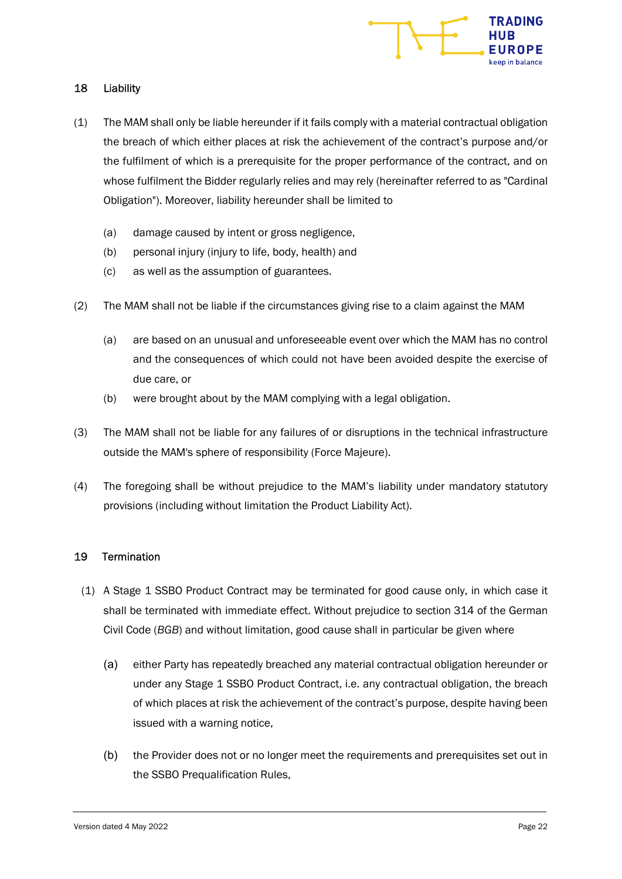## 18 Liability

(1) The MAM shall only be liable hereunder if it fails comply with a material contractual obligation the breach of which either places at risk the achievement of the contract's purpose and/or the fulfilment of which is a prerequisite for the proper performance of the contract, and on whose fulfilment the Bidder regularly relies and may rely (hereinafter referred to as "Cardinal Obligation"). Moreover, liability hereunder shall be limited to

(a) damage caused by intent or gross negligence,
(b) personal injury (injury to life, body, health) and
(c) as well as the assumption of guarantees.

(2) The MAM shall not be liable if the circumstances giving rise to a claim against the MAM

(a) are based on an unusual and unforeseeable event over which the MAM has no control and the consequences of which could not have been avoided despite the exercise of due care, or
(b) were brought about by the MAM complying with a legal obligation.

(3) The MAM shall not be liable for any failures of or disruptions in the technical infrastructure outside the MAM's sphere of responsibility (Force Majeure).

(4) The foregoing shall be without prejudice to the MAM's liability under mandatory statutory provisions (including without limitation the Product Liability Act).

## 19 Termination

(1) A Stage 1 SSBO Product Contract may be terminated for good cause only, in which case it shall be terminated with immediate effect. Without prejudice to section 314 of the German Civil Code (*BGB*) and without limitation, good cause shall in particular be given where

(a) either Party has repeatedly breached any material contractual obligation hereunder or under any Stage 1 SSBO Product Contract, i.e. any contractual obligation, the breach of which places at risk the achievement of the contract's purpose, despite having been issued with a warning notice,

(b) the Provider does not or no longer meet the requirements and prerequisites set out in the SSBO Prequalification Rules,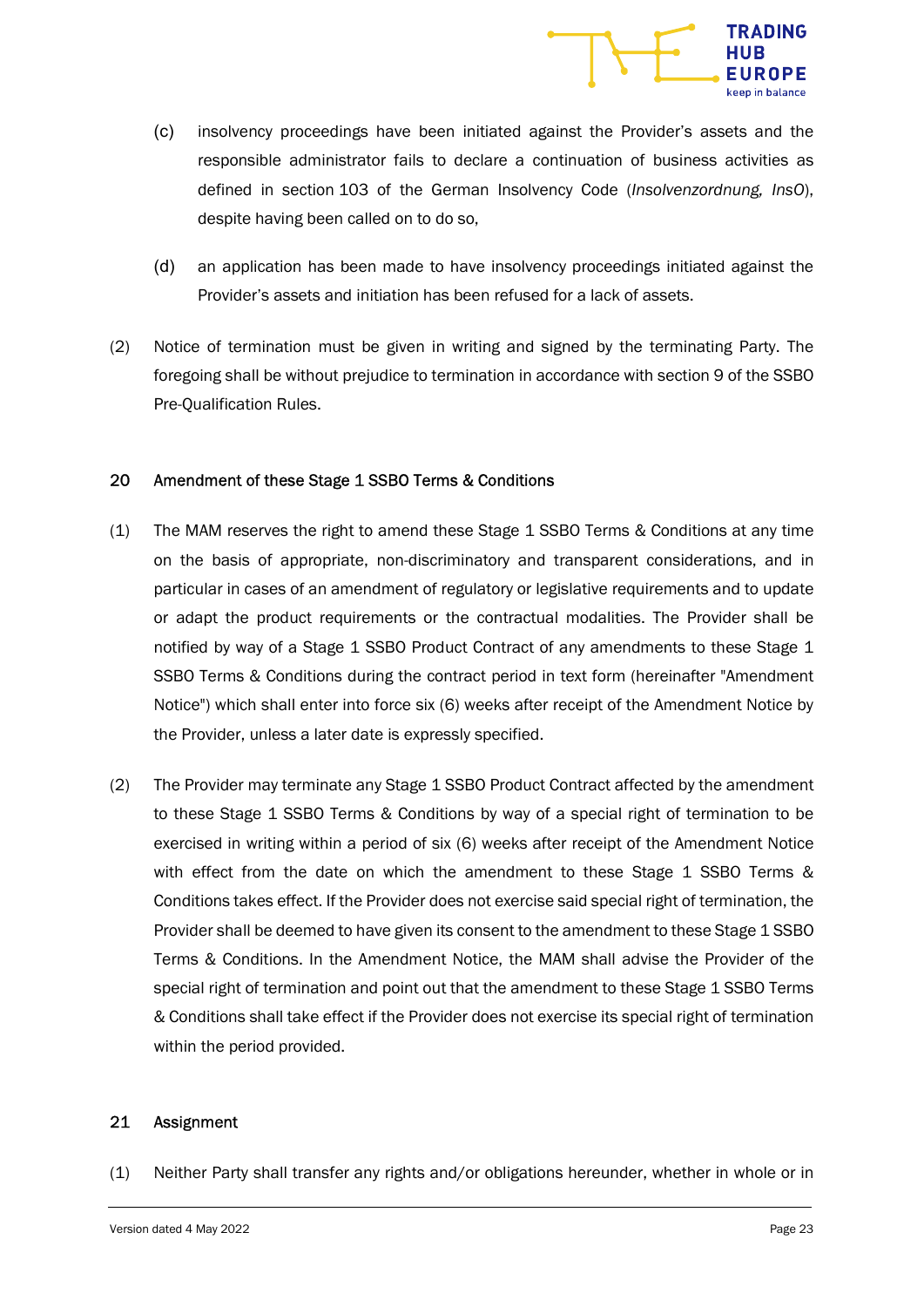(c) insolvency proceedings have been initiated against the Provider's assets and the responsible administrator fails to declare a continuation of business activities as defined in section 103 of the German Insolvency Code (*Insolvenzordnung, InsO*), despite having been called on to do so,

(d) an application has been made to have insolvency proceedings initiated against the Provider's assets and initiation has been refused for a lack of assets.

(2) Notice of termination must be given in writing and signed by the terminating Party. The foregoing shall be without prejudice to termination in accordance with section 9 of the SSBO Pre-Qualification Rules.

## 20 Amendment of these Stage 1 SSBO Terms & Conditions

(1) The MAM reserves the right to amend these Stage 1 SSBO Terms & Conditions at any time on the basis of appropriate, non-discriminatory and transparent considerations, and in particular in cases of an amendment of regulatory or legislative requirements and to update or adapt the product requirements or the contractual modalities. The Provider shall be notified by way of a Stage 1 SSBO Product Contract of any amendments to these Stage 1 SSBO Terms & Conditions during the contract period in text form (hereinafter "Amendment Notice") which shall enter into force six (6) weeks after receipt of the Amendment Notice by the Provider, unless a later date is expressly specified.

(2) The Provider may terminate any Stage 1 SSBO Product Contract affected by the amendment to these Stage 1 SSBO Terms & Conditions by way of a special right of termination to be exercised in writing within a period of six (6) weeks after receipt of the Amendment Notice with effect from the date on which the amendment to these Stage 1 SSBO Terms & Conditions takes effect. If the Provider does not exercise said special right of termination, the Provider shall be deemed to have given its consent to the amendment to these Stage 1 SSBO Terms & Conditions. In the Amendment Notice, the MAM shall advise the Provider of the special right of termination and point out that the amendment to these Stage 1 SSBO Terms & Conditions shall take effect if the Provider does not exercise its special right of termination within the period provided.

## 21 Assignment

(1) Neither Party shall transfer any rights and/or obligations hereunder, whether in whole or in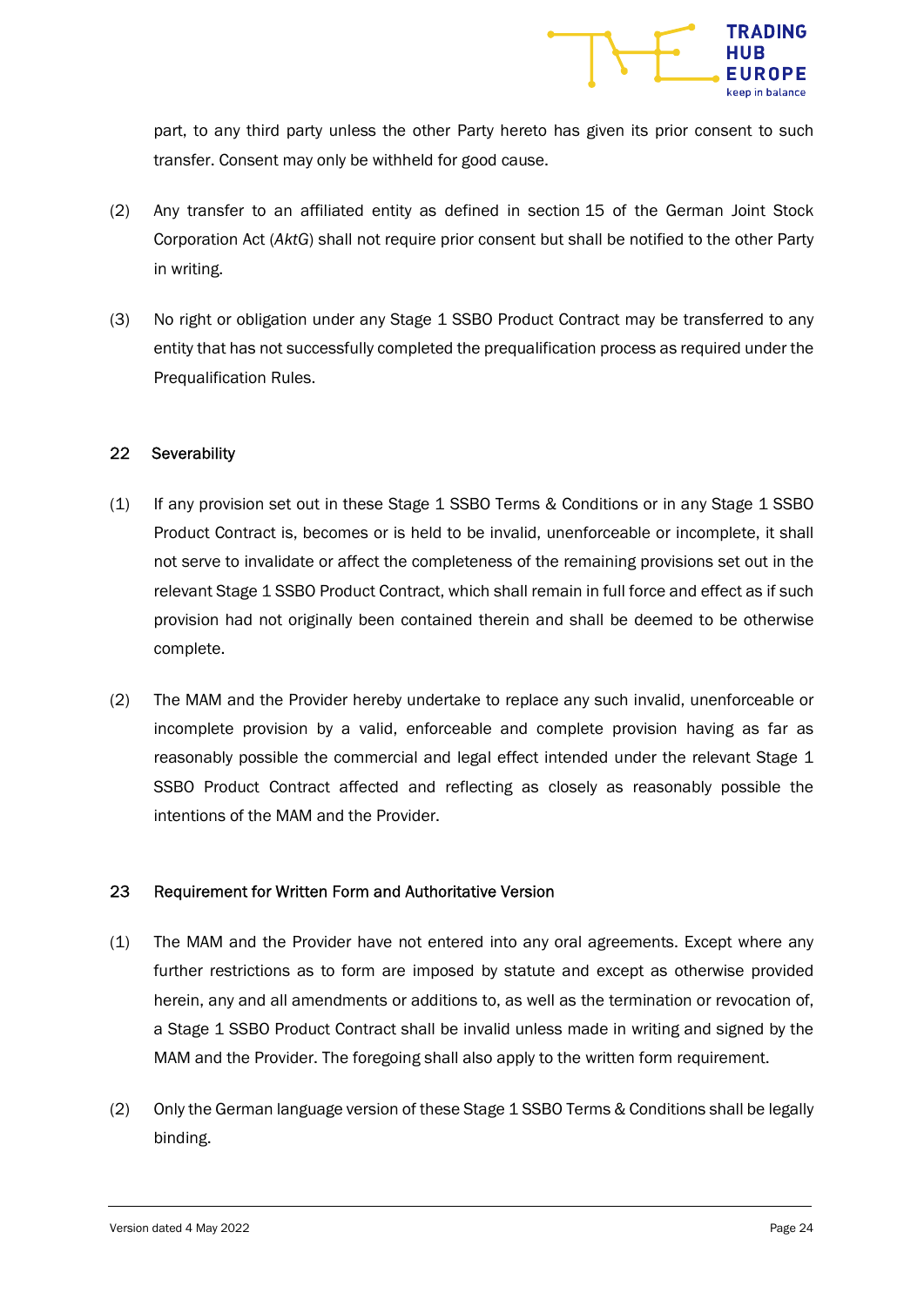part, to any third party unless the other Party hereto has given its prior consent to such transfer. Consent may only be withheld for good cause.

(2) Any transfer to an affiliated entity as defined in section 15 of the German Joint Stock Corporation Act (*AktG*) shall not require prior consent but shall be notified to the other Party in writing.

(3) No right or obligation under any Stage 1 SSBO Product Contract may be transferred to any entity that has not successfully completed the prequalification process as required under the Prequalification Rules.

## 22 Severability

(1) If any provision set out in these Stage 1 SSBO Terms & Conditions or in any Stage 1 SSBO Product Contract is, becomes or is held to be invalid, unenforceable or incomplete, it shall not serve to invalidate or affect the completeness of the remaining provisions set out in the relevant Stage 1 SSBO Product Contract, which shall remain in full force and effect as if such provision had not originally been contained therein and shall be deemed to be otherwise complete.

(2) The MAM and the Provider hereby undertake to replace any such invalid, unenforceable or incomplete provision by a valid, enforceable and complete provision having as far as reasonably possible the commercial and legal effect intended under the relevant Stage 1 SSBO Product Contract affected and reflecting as closely as reasonably possible the intentions of the MAM and the Provider.

## 23 Requirement for Written Form and Authoritative Version

(1) The MAM and the Provider have not entered into any oral agreements. Except where any further restrictions as to form are imposed by statute and except as otherwise provided herein, any and all amendments or additions to, as well as the termination or revocation of, a Stage 1 SSBO Product Contract shall be invalid unless made in writing and signed by the MAM and the Provider. The foregoing shall also apply to the written form requirement.

(2) Only the German language version of these Stage 1 SSBO Terms & Conditions shall be legally binding.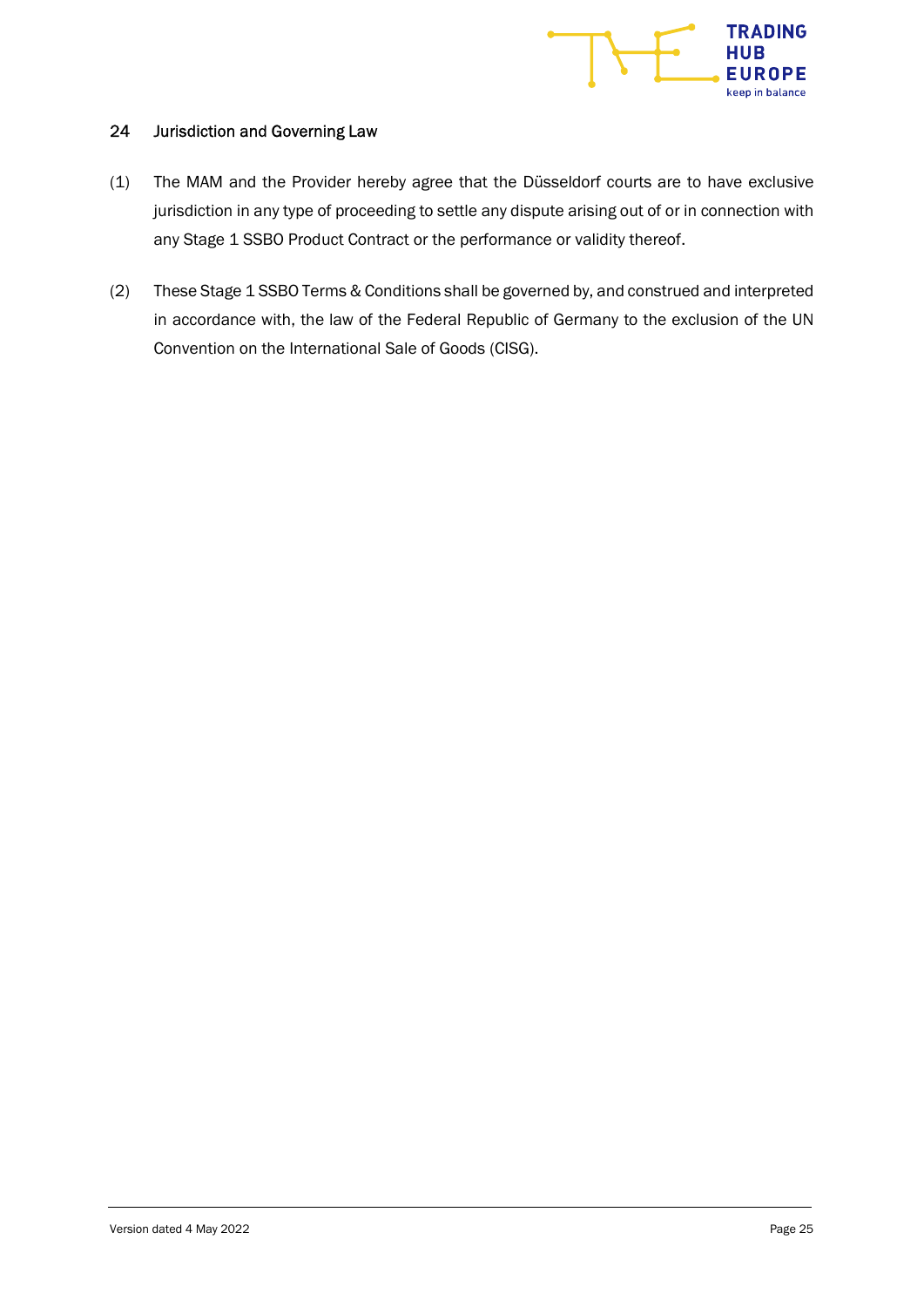## 24 Jurisdiction and Governing Law

(1) The MAM and the Provider hereby agree that the Düsseldorf courts are to have exclusive jurisdiction in any type of proceeding to settle any dispute arising out of or in connection with any Stage 1 SSBO Product Contract or the performance or validity thereof.

(2) These Stage 1 SSBO Terms & Conditions shall be governed by, and construed and interpreted in accordance with, the law of the Federal Republic of Germany to the exclusion of the UN Convention on the International Sale of Goods (CISG).